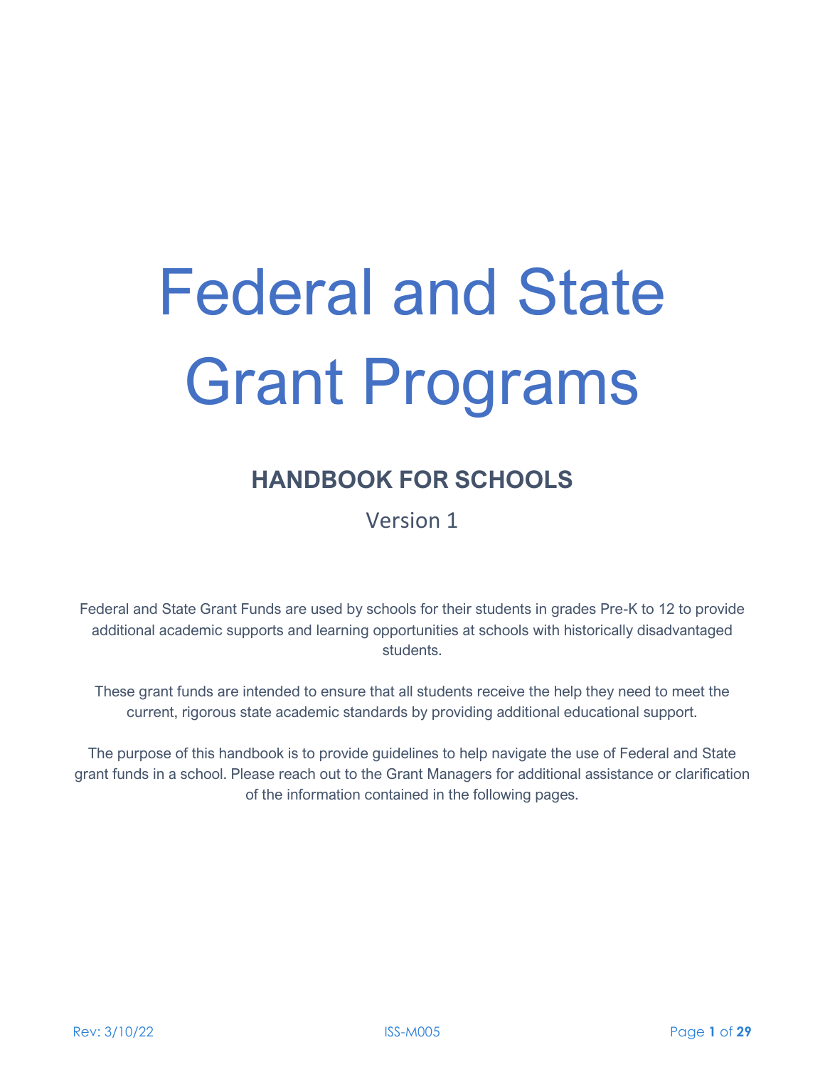# Federal and State Grant Programs

## HANDBOOK FOR SCHOOLS

Version 1

Federal and State Grant Funds are used by schools for their students in grades Pre-K to 12 to provide additional academic supports and learning opportunities at schools with historically disadvantaged students.

These grant funds are intended to ensure that all students receive the help they need to meet the current, rigorous state academic standards by providing additional educational support.

The purpose of this handbook is to provide guidelines to help navigate the use of Federal and State grant funds in a school. Please reach out to the Grant Managers for additional assistance or clarification of the information contained in the following pages.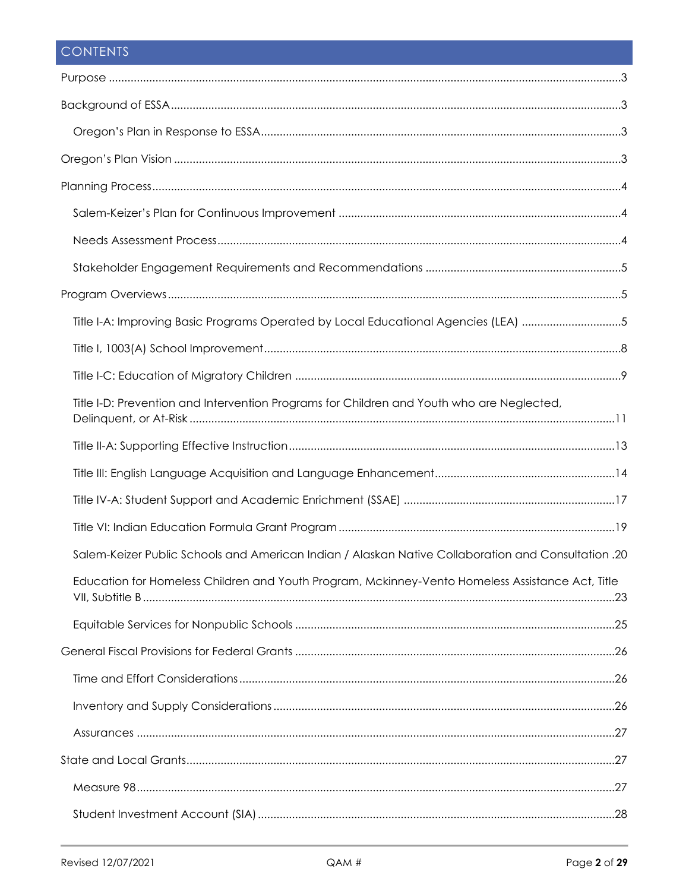## CONTENTS

- Purpose ....3
- Background of ESSA....3
  - Oregon's Plan in Response to ESSA....3
- Oregon's Plan Vision ....3
- Planning Process....4
  - Salem-Keizer's Plan for Continuous Improvement ....4
  - Needs Assessment Process....4
  - Stakeholder Engagement Requirements and Recommendations ....5
- Program Overviews....5
  - Title I-A: Improving Basic Programs Operated by Local Educational Agencies (LEA) ....5
  - Title I, 1003(A) School Improvement....8
  - Title I-C: Education of Migratory Children ....9
  - Title I-D: Prevention and Intervention Programs for Children and Youth who are Neglected, Delinquent, or At-Risk ....11
  - Title II-A: Supporting Effective Instruction....13
  - Title III: English Language Acquisition and Language Enhancement....14
  - Title IV-A: Student Support and Academic Enrichment (SSAE) ....17
  - Title VI: Indian Education Formula Grant Program....19
  - Salem-Keizer Public Schools and American Indian / Alaskan Native Collaboration and Consultation .20
  - Education for Homeless Children and Youth Program, Mckinney-Vento Homeless Assistance Act, Title VII, Subtitle B....23
  - Equitable Services for Nonpublic Schools ....25
- General Fiscal Provisions for Federal Grants ....26
  - Time and Effort Considerations....26
  - Inventory and Supply Considerations....26
  - Assurances ....27
- State and Local Grants....27
  - Measure 98....27
  - Student Investment Account (SIA) ....28

Revised 12/07/2021 QAM #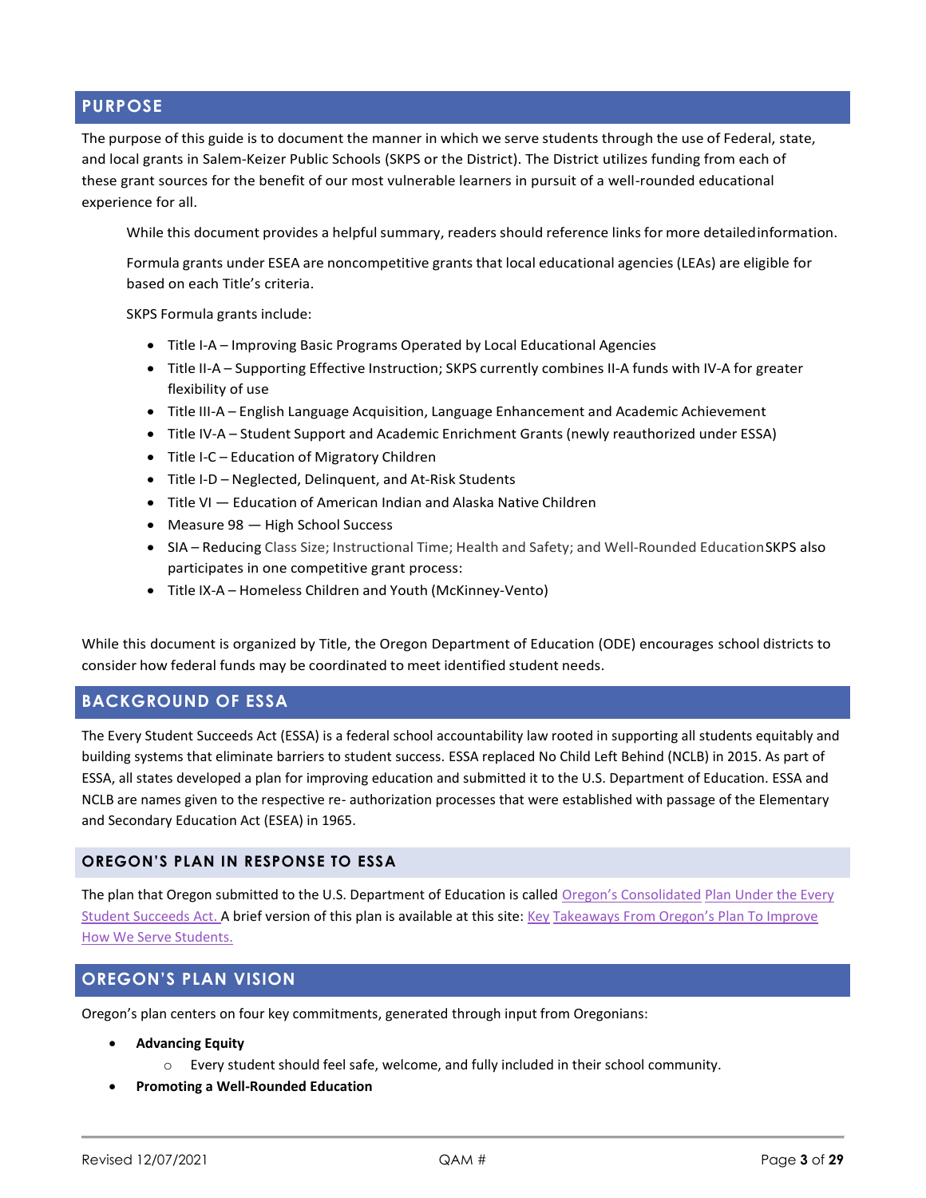## PURPOSE

The purpose of this guide is to document the manner in which we serve students through the use of Federal, state, and local grants in Salem-Keizer Public Schools (SKPS or the District). The District utilizes funding from each of these grant sources for the benefit of our most vulnerable learners in pursuit of a well-rounded educational experience for all.

While this document provides a helpful summary, readers should reference links for more detailed information.

Formula grants under ESEA are noncompetitive grants that local educational agencies (LEAs) are eligible for based on each Title's criteria.

SKPS Formula grants include:

- Title I-A – Improving Basic Programs Operated by Local Educational Agencies
- Title II-A – Supporting Effective Instruction; SKPS currently combines II-A funds with IV-A for greater flexibility of use
- Title III-A – English Language Acquisition, Language Enhancement and Academic Achievement
- Title IV-A – Student Support and Academic Enrichment Grants (newly reauthorized under ESSA)
- Title I-C – Education of Migratory Children
- Title I-D – Neglected, Delinquent, and At-Risk Students
- Title VI — Education of American Indian and Alaska Native Children
- Measure 98 — High School Success
- SIA – Reducing Class Size; Instructional Time; Health and Safety; and Well-Rounded Education SKPS also participates in one competitive grant process:
- Title IX-A – Homeless Children and Youth (McKinney-Vento)

While this document is organized by Title, the Oregon Department of Education (ODE) encourages school districts to consider how federal funds may be coordinated to meet identified student needs.

## BACKGROUND OF ESSA

The Every Student Succeeds Act (ESSA) is a federal school accountability law rooted in supporting all students equitably and building systems that eliminate barriers to student success. ESSA replaced No Child Left Behind (NCLB) in 2015. As part of ESSA, all states developed a plan for improving education and submitted it to the U.S. Department of Education. ESSA and NCLB are names given to the respective re- authorization processes that were established with passage of the Elementary and Secondary Education Act (ESEA) in 1965.

### OREGON'S PLAN IN RESPONSE TO ESSA

The plan that Oregon submitted to the U.S. Department of Education is called Oregon's Consolidated Plan Under the Every Student Succeeds Act. A brief version of this plan is available at this site: Key Takeaways From Oregon's Plan To Improve How We Serve Students.

## OREGON'S PLAN VISION

Oregon's plan centers on four key commitments, generated through input from Oregonians:

- **Advancing Equity**
  - Every student should feel safe, welcome, and fully included in their school community.
- **Promoting a Well-Rounded Education**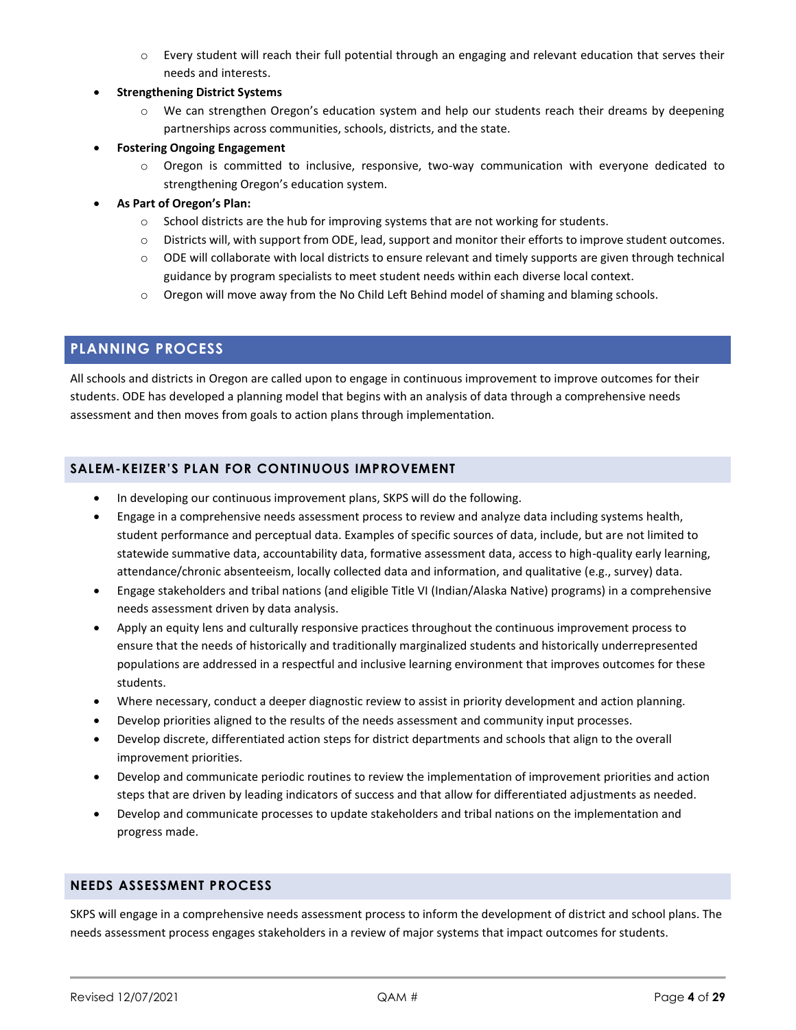- Every student will reach their full potential through an engaging and relevant education that serves their needs and interests.

- **Strengthening District Systems**
  - We can strengthen Oregon's education system and help our students reach their dreams by deepening partnerships across communities, schools, districts, and the state.
- **Fostering Ongoing Engagement**
  - Oregon is committed to inclusive, responsive, two-way communication with everyone dedicated to strengthening Oregon's education system.
- **As Part of Oregon's Plan:**
  - School districts are the hub for improving systems that are not working for students.
  - Districts will, with support from ODE, lead, support and monitor their efforts to improve student outcomes.
  - ODE will collaborate with local districts to ensure relevant and timely supports are given through technical guidance by program specialists to meet student needs within each diverse local context.
  - Oregon will move away from the No Child Left Behind model of shaming and blaming schools.

## PLANNING PROCESS

All schools and districts in Oregon are called upon to engage in continuous improvement to improve outcomes for their students. ODE has developed a planning model that begins with an analysis of data through a comprehensive needs assessment and then moves from goals to action plans through implementation.

### SALEM-KEIZER'S PLAN FOR CONTINUOUS IMPROVEMENT

- In developing our continuous improvement plans, SKPS will do the following.
- Engage in a comprehensive needs assessment process to review and analyze data including systems health, student performance and perceptual data. Examples of specific sources of data, include, but are not limited to statewide summative data, accountability data, formative assessment data, access to high-quality early learning, attendance/chronic absenteeism, locally collected data and information, and qualitative (e.g., survey) data.
- Engage stakeholders and tribal nations (and eligible Title VI (Indian/Alaska Native) programs) in a comprehensive needs assessment driven by data analysis.
- Apply an equity lens and culturally responsive practices throughout the continuous improvement process to ensure that the needs of historically and traditionally marginalized students and historically underrepresented populations are addressed in a respectful and inclusive learning environment that improves outcomes for these students.
- Where necessary, conduct a deeper diagnostic review to assist in priority development and action planning.
- Develop priorities aligned to the results of the needs assessment and community input processes.
- Develop discrete, differentiated action steps for district departments and schools that align to the overall improvement priorities.
- Develop and communicate periodic routines to review the implementation of improvement priorities and action steps that are driven by leading indicators of success and that allow for differentiated adjustments as needed.
- Develop and communicate processes to update stakeholders and tribal nations on the implementation and progress made.

### NEEDS ASSESSMENT PROCESS

SKPS will engage in a comprehensive needs assessment process to inform the development of district and school plans. The needs assessment process engages stakeholders in a review of major systems that impact outcomes for students.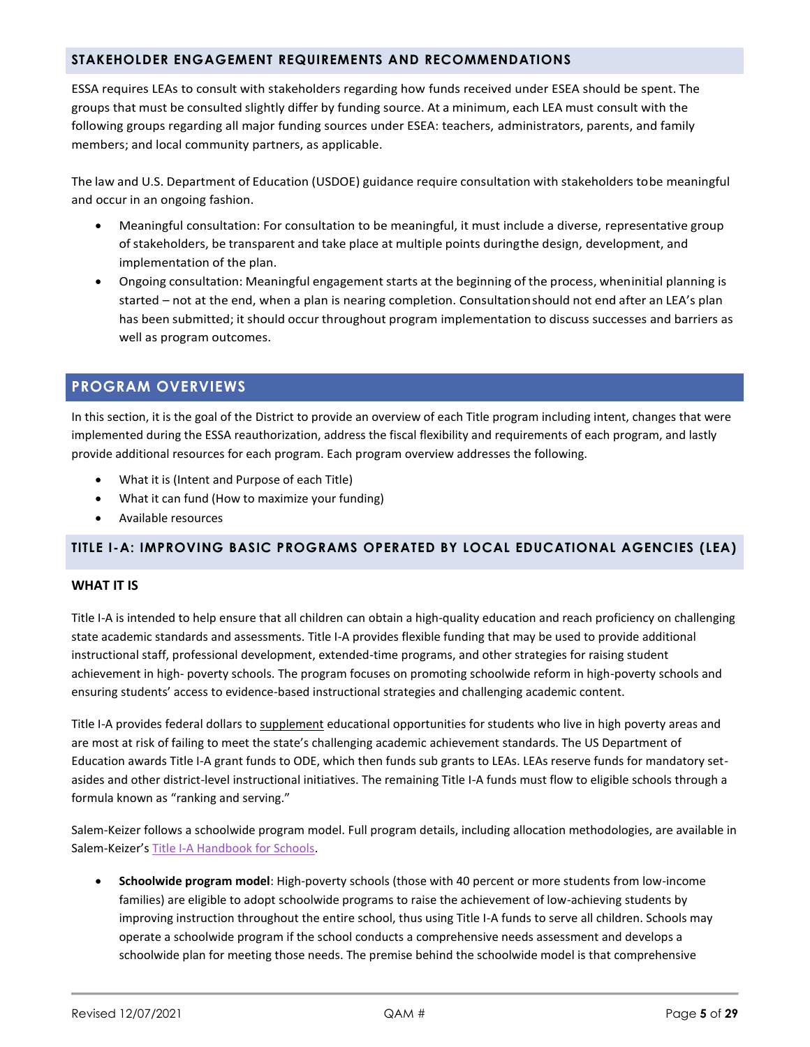## STAKEHOLDER ENGAGEMENT REQUIREMENTS AND RECOMMENDATIONS

ESSA requires LEAs to consult with stakeholders regarding how funds received under ESEA should be spent. The groups that must be consulted slightly differ by funding source. At a minimum, each LEA must consult with the following groups regarding all major funding sources under ESEA: teachers, administrators, parents, and family members; and local community partners, as applicable.

The law and U.S. Department of Education (USDOE) guidance require consultation with stakeholders tobe meaningful and occur in an ongoing fashion.

- Meaningful consultation: For consultation to be meaningful, it must include a diverse, representative group of stakeholders, be transparent and take place at multiple points duringthe design, development, and implementation of the plan.
- Ongoing consultation: Meaningful engagement starts at the beginning of the process, wheninitial planning is started – not at the end, when a plan is nearing completion. Consultationshould not end after an LEA's plan has been submitted; it should occur throughout program implementation to discuss successes and barriers as well as program outcomes.

# PROGRAM OVERVIEWS

In this section, it is the goal of the District to provide an overview of each Title program including intent, changes that were implemented during the ESSA reauthorization, address the fiscal flexibility and requirements of each program, and lastly provide additional resources for each program. Each program overview addresses the following.

- What it is (Intent and Purpose of each Title)
- What it can fund (How to maximize your funding)
- Available resources

## TITLE I-A: IMPROVING BASIC PROGRAMS OPERATED BY LOCAL EDUCATIONAL AGENCIES (LEA)

### WHAT IT IS

Title I-A is intended to help ensure that all children can obtain a high-quality education and reach proficiency on challenging state academic standards and assessments. Title I-A provides flexible funding that may be used to provide additional instructional staff, professional development, extended-time programs, and other strategies for raising student achievement in high- poverty schools. The program focuses on promoting schoolwide reform in high-poverty schools and ensuring students' access to evidence-based instructional strategies and challenging academic content.

Title I-A provides federal dollars to supplement educational opportunities for students who live in high poverty areas and are most at risk of failing to meet the state's challenging academic achievement standards. The US Department of Education awards Title I-A grant funds to ODE, which then funds sub grants to LEAs. LEAs reserve funds for mandatory set-asides and other district-level instructional initiatives. The remaining Title I-A funds must flow to eligible schools through a formula known as "ranking and serving."

Salem-Keizer follows a schoolwide program model. Full program details, including allocation methodologies, are available in Salem-Keizer's Title I-A Handbook for Schools.

- **Schoolwide program model**: High-poverty schools (those with 40 percent or more students from low-income families) are eligible to adopt schoolwide programs to raise the achievement of low-achieving students by improving instruction throughout the entire school, thus using Title I-A funds to serve all children. Schools may operate a schoolwide program if the school conducts a comprehensive needs assessment and develops a schoolwide plan for meeting those needs. The premise behind the schoolwide model is that comprehensive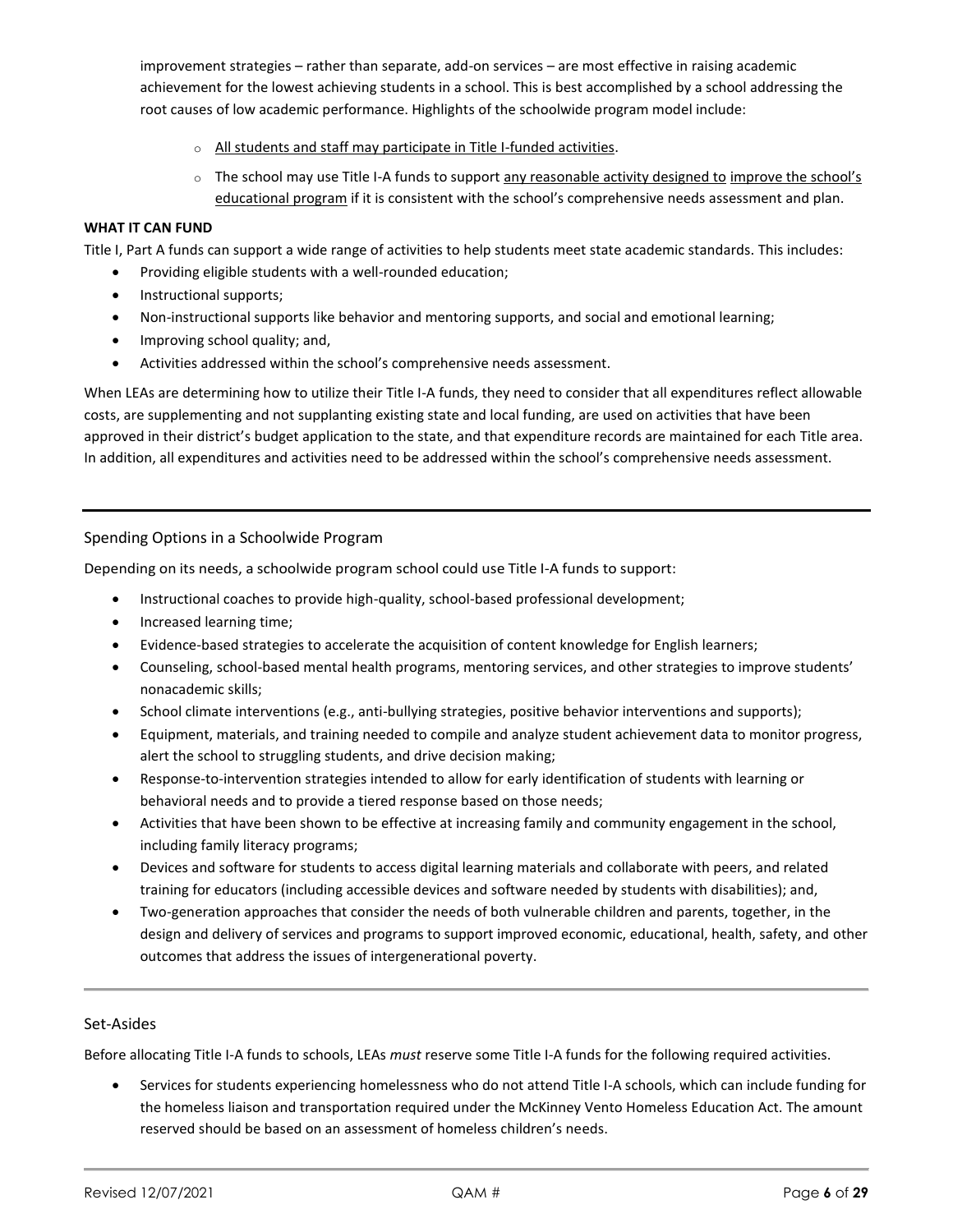improvement strategies – rather than separate, add-on services – are most effective in raising academic achievement for the lowest achieving students in a school. This is best accomplished by a school addressing the root causes of low academic performance. Highlights of the schoolwide program model include:

- All students and staff may participate in Title I-funded activities.
- The school may use Title I-A funds to support any reasonable activity designed to improve the school's educational program if it is consistent with the school's comprehensive needs assessment and plan.

**WHAT IT CAN FUND**

Title I, Part A funds can support a wide range of activities to help students meet state academic standards. This includes:

- Providing eligible students with a well-rounded education;
- Instructional supports;
- Non-instructional supports like behavior and mentoring supports, and social and emotional learning;
- Improving school quality; and,
- Activities addressed within the school's comprehensive needs assessment.

When LEAs are determining how to utilize their Title I-A funds, they need to consider that all expenditures reflect allowable costs, are supplementing and not supplanting existing state and local funding, are used on activities that have been approved in their district's budget application to the state, and that expenditure records are maintained for each Title area. In addition, all expenditures and activities need to be addressed within the school's comprehensive needs assessment.

## Spending Options in a Schoolwide Program

Depending on its needs, a schoolwide program school could use Title I-A funds to support:

- Instructional coaches to provide high-quality, school-based professional development;
- Increased learning time;
- Evidence-based strategies to accelerate the acquisition of content knowledge for English learners;
- Counseling, school-based mental health programs, mentoring services, and other strategies to improve students' nonacademic skills;
- School climate interventions (e.g., anti-bullying strategies, positive behavior interventions and supports);
- Equipment, materials, and training needed to compile and analyze student achievement data to monitor progress, alert the school to struggling students, and drive decision making;
- Response-to-intervention strategies intended to allow for early identification of students with learning or behavioral needs and to provide a tiered response based on those needs;
- Activities that have been shown to be effective at increasing family and community engagement in the school, including family literacy programs;
- Devices and software for students to access digital learning materials and collaborate with peers, and related training for educators (including accessible devices and software needed by students with disabilities); and,
- Two-generation approaches that consider the needs of both vulnerable children and parents, together, in the design and delivery of services and programs to support improved economic, educational, health, safety, and other outcomes that address the issues of intergenerational poverty.

## Set-Asides

Before allocating Title I-A funds to schools, LEAs *must* reserve some Title I-A funds for the following required activities.

- Services for students experiencing homelessness who do not attend Title I-A schools, which can include funding for the homeless liaison and transportation required under the McKinney Vento Homeless Education Act. The amount reserved should be based on an assessment of homeless children's needs.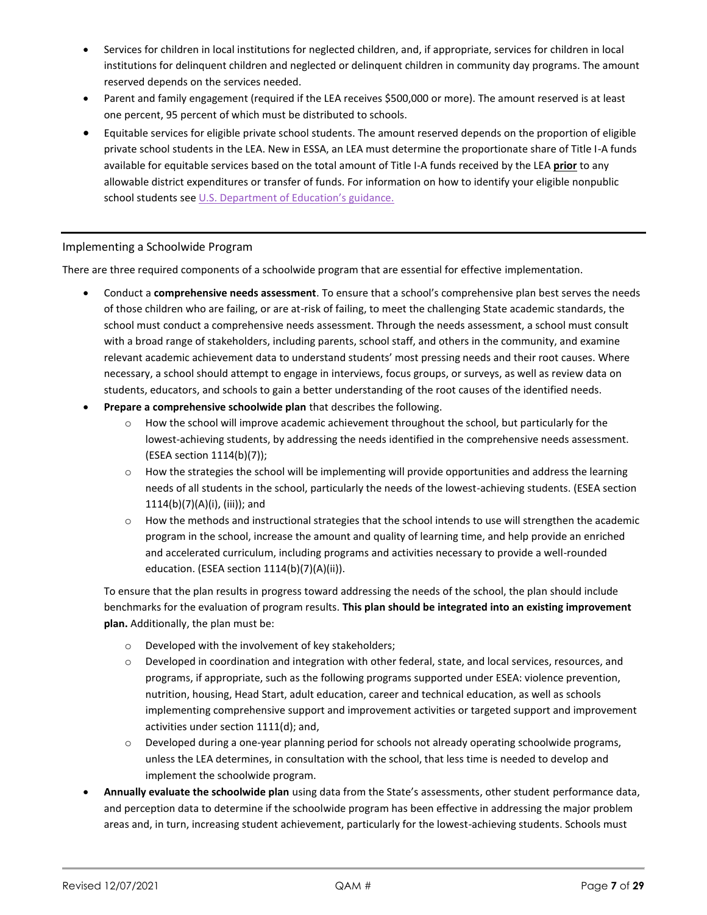- Services for children in local institutions for neglected children, and, if appropriate, services for children in local institutions for delinquent children and neglected or delinquent children in community day programs. The amount reserved depends on the services needed.
- Parent and family engagement (required if the LEA receives $500,000 or more). The amount reserved is at least one percent, 95 percent of which must be distributed to schools.
- Equitable services for eligible private school students. The amount reserved depends on the proportion of eligible private school students in the LEA. New in ESSA, an LEA must determine the proportionate share of Title I-A funds available for equitable services based on the total amount of Title I-A funds received by the LEA **prior** to any allowable district expenditures or transfer of funds. For information on how to identify your eligible nonpublic school students see U.S. Department of Education's guidance.

---

## Implementing a Schoolwide Program

There are three required components of a schoolwide program that are essential for effective implementation.

- Conduct a **comprehensive needs assessment**. To ensure that a school's comprehensive plan best serves the needs of those children who are failing, or are at-risk of failing, to meet the challenging State academic standards, the school must conduct a comprehensive needs assessment. Through the needs assessment, a school must consult with a broad range of stakeholders, including parents, school staff, and others in the community, and examine relevant academic achievement data to understand students' most pressing needs and their root causes. Where necessary, a school should attempt to engage in interviews, focus groups, or surveys, as well as review data on students, educators, and schools to gain a better understanding of the root causes of the identified needs.
- **Prepare a comprehensive schoolwide plan** that describes the following.
  - How the school will improve academic achievement throughout the school, but particularly for the lowest-achieving students, by addressing the needs identified in the comprehensive needs assessment. (ESEA section 1114(b)(7));
  - How the strategies the school will be implementing will provide opportunities and address the learning needs of all students in the school, particularly the needs of the lowest-achieving students. (ESEA section 1114(b)(7)(A)(i), (iii)); and
  - How the methods and instructional strategies that the school intends to use will strengthen the academic program in the school, increase the amount and quality of learning time, and help provide an enriched and accelerated curriculum, including programs and activities necessary to provide a well-rounded education. (ESEA section 1114(b)(7)(A)(ii)).

  To ensure that the plan results in progress toward addressing the needs of the school, the plan should include benchmarks for the evaluation of program results. **This plan should be integrated into an existing improvement plan.** Additionally, the plan must be:

  - Developed with the involvement of key stakeholders;
  - Developed in coordination and integration with other federal, state, and local services, resources, and programs, if appropriate, such as the following programs supported under ESEA: violence prevention, nutrition, housing, Head Start, adult education, career and technical education, as well as schools implementing comprehensive support and improvement activities or targeted support and improvement activities under section 1111(d); and,
  - Developed during a one-year planning period for schools not already operating schoolwide programs, unless the LEA determines, in consultation with the school, that less time is needed to develop and implement the schoolwide program.
- **Annually evaluate the schoolwide plan** using data from the State's assessments, other student performance data, and perception data to determine if the schoolwide program has been effective in addressing the major problem areas and, in turn, increasing student achievement, particularly for the lowest-achieving students. Schools must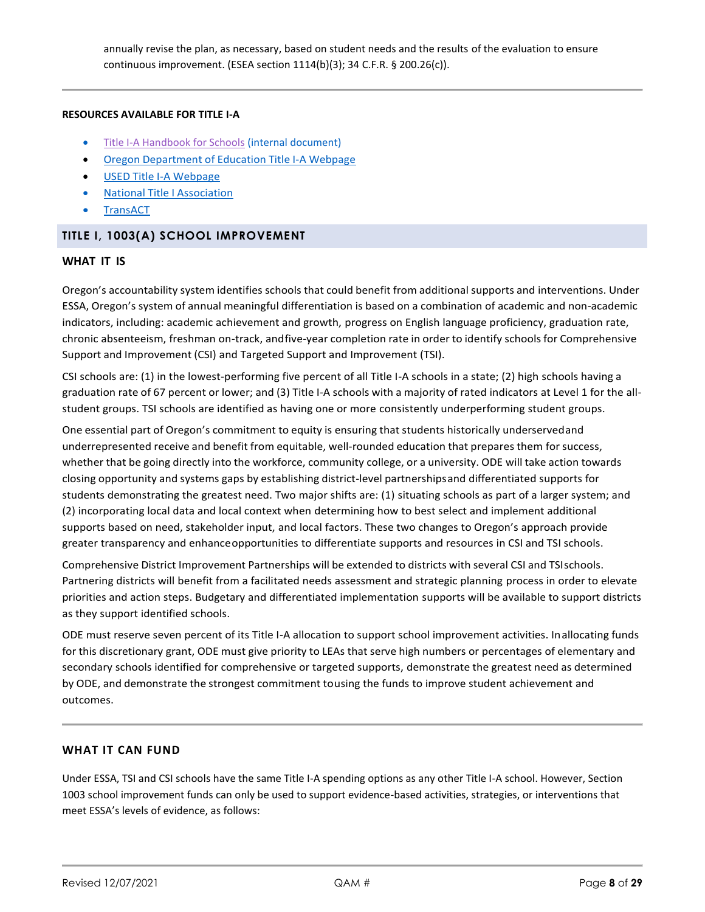annually revise the plan, as necessary, based on student needs and the results of the evaluation to ensure continuous improvement. (ESEA section 1114(b)(3); 34 C.F.R. § 200.26(c)).

---

**RESOURCES AVAILABLE FOR TITLE I-A**

- Title I-A Handbook for Schools (internal document)
- Oregon Department of Education Title I-A Webpage
- USED Title I-A Webpage
- National Title I Association
- TransACT

## TITLE I, 1003(A) SCHOOL IMPROVEMENT

### WHAT IT IS

Oregon's accountability system identifies schools that could benefit from additional supports and interventions. Under ESSA, Oregon's system of annual meaningful differentiation is based on a combination of academic and non-academic indicators, including: academic achievement and growth, progress on English language proficiency, graduation rate, chronic absenteeism, freshman on-track, and five-year completion rate in order to identify schools for Comprehensive Support and Improvement (CSI) and Targeted Support and Improvement (TSI).

CSI schools are: (1) in the lowest-performing five percent of all Title I-A schools in a state; (2) high schools having a graduation rate of 67 percent or lower; and (3) Title I-A schools with a majority of rated indicators at Level 1 for the all-student groups. TSI schools are identified as having one or more consistently underperforming student groups.

One essential part of Oregon's commitment to equity is ensuring that students historically underserved and underrepresented receive and benefit from equitable, well-rounded education that prepares them for success, whether that be going directly into the workforce, community college, or a university. ODE will take action towards closing opportunity and systems gaps by establishing district-level partnerships and differentiated supports for students demonstrating the greatest need. Two major shifts are: (1) situating schools as part of a larger system; and (2) incorporating local data and local context when determining how to best select and implement additional supports based on need, stakeholder input, and local factors. These two changes to Oregon's approach provide greater transparency and enhance opportunities to differentiate supports and resources in CSI and TSI schools.

Comprehensive District Improvement Partnerships will be extended to districts with several CSI and TSI schools. Partnering districts will benefit from a facilitated needs assessment and strategic planning process in order to elevate priorities and action steps. Budgetary and differentiated implementation supports will be available to support districts as they support identified schools.

ODE must reserve seven percent of its Title I-A allocation to support school improvement activities. In allocating funds for this discretionary grant, ODE must give priority to LEAs that serve high numbers or percentages of elementary and secondary schools identified for comprehensive or targeted supports, demonstrate the greatest need as determined by ODE, and demonstrate the strongest commitment to using the funds to improve student achievement and outcomes.

---

### WHAT IT CAN FUND

Under ESSA, TSI and CSI schools have the same Title I-A spending options as any other Title I-A school. However, Section 1003 school improvement funds can only be used to support evidence-based activities, strategies, or interventions that meet ESSA's levels of evidence, as follows: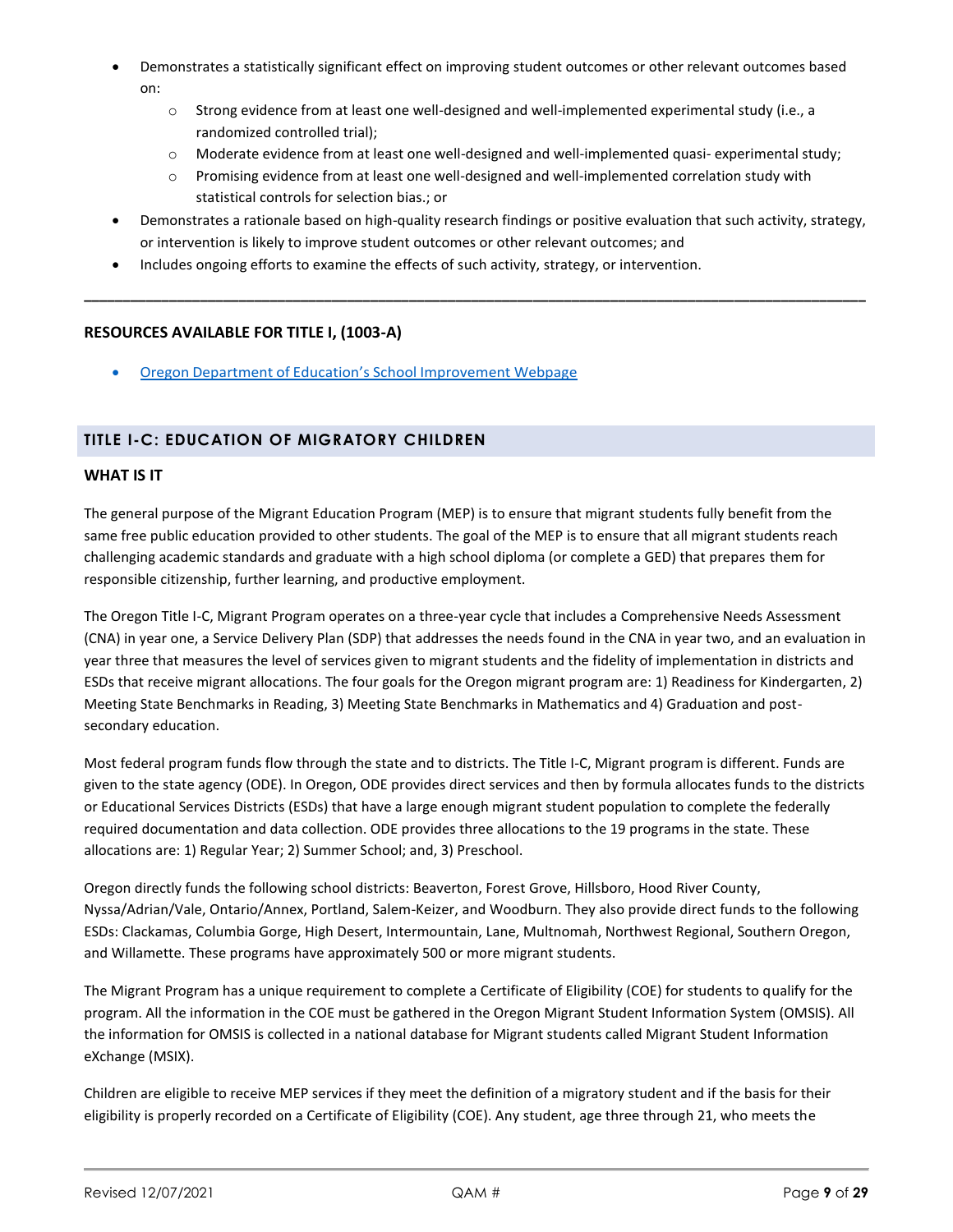- Demonstrates a statistically significant effect on improving student outcomes or other relevant outcomes based on:
  - Strong evidence from at least one well-designed and well-implemented experimental study (i.e., a randomized controlled trial);
  - Moderate evidence from at least one well-designed and well-implemented quasi- experimental study;
  - Promising evidence from at least one well-designed and well-implemented correlation study with statistical controls for selection bias.; or
- Demonstrates a rationale based on high-quality research findings or positive evaluation that such activity, strategy, or intervention is likely to improve student outcomes or other relevant outcomes; and
- Includes ongoing efforts to examine the effects of such activity, strategy, or intervention.

---

**RESOURCES AVAILABLE FOR TITLE I, (1003-A)**

- [Oregon Department of Education's School Improvement Webpage]()

## TITLE I-C: EDUCATION OF MIGRATORY CHILDREN

**WHAT IS IT**

The general purpose of the Migrant Education Program (MEP) is to ensure that migrant students fully benefit from the same free public education provided to other students. The goal of the MEP is to ensure that all migrant students reach challenging academic standards and graduate with a high school diploma (or complete a GED) that prepares them for responsible citizenship, further learning, and productive employment.

The Oregon Title I-C, Migrant Program operates on a three-year cycle that includes a Comprehensive Needs Assessment (CNA) in year one, a Service Delivery Plan (SDP) that addresses the needs found in the CNA in year two, and an evaluation in year three that measures the level of services given to migrant students and the fidelity of implementation in districts and ESDs that receive migrant allocations. The four goals for the Oregon migrant program are: 1) Readiness for Kindergarten, 2) Meeting State Benchmarks in Reading, 3) Meeting State Benchmarks in Mathematics and 4) Graduation and post-secondary education.

Most federal program funds flow through the state and to districts. The Title I-C, Migrant program is different. Funds are given to the state agency (ODE). In Oregon, ODE provides direct services and then by formula allocates funds to the districts or Educational Services Districts (ESDs) that have a large enough migrant student population to complete the federally required documentation and data collection. ODE provides three allocations to the 19 programs in the state. These allocations are: 1) Regular Year; 2) Summer School; and, 3) Preschool.

Oregon directly funds the following school districts: Beaverton, Forest Grove, Hillsboro, Hood River County, Nyssa/Adrian/Vale, Ontario/Annex, Portland, Salem-Keizer, and Woodburn. They also provide direct funds to the following ESDs: Clackamas, Columbia Gorge, High Desert, Intermountain, Lane, Multnomah, Northwest Regional, Southern Oregon, and Willamette. These programs have approximately 500 or more migrant students.

The Migrant Program has a unique requirement to complete a Certificate of Eligibility (COE) for students to qualify for the program. All the information in the COE must be gathered in the Oregon Migrant Student Information System (OMSIS). All the information for OMSIS is collected in a national database for Migrant students called Migrant Student Information eXchange (MSIX).

Children are eligible to receive MEP services if they meet the definition of a migratory student and if the basis for their eligibility is properly recorded on a Certificate of Eligibility (COE). Any student, age three through 21, who meets the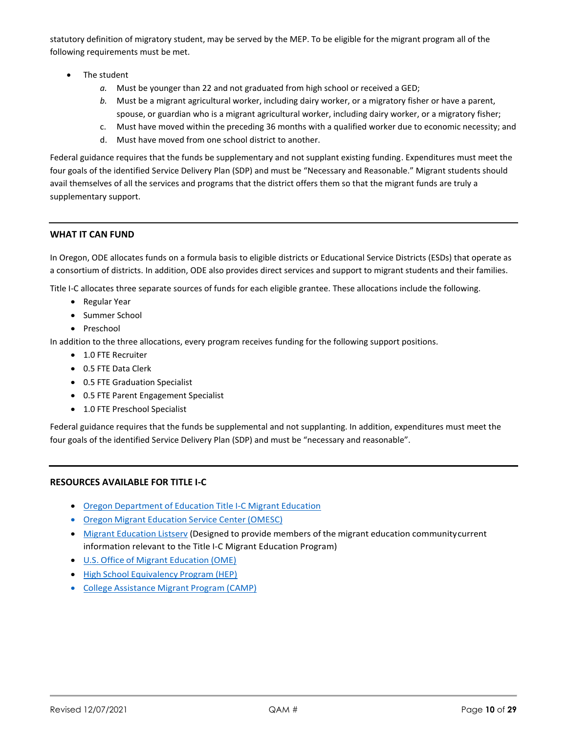statutory definition of migratory student, may be served by the MEP. To be eligible for the migrant program all of the following requirements must be met.

- The student
  - *a.* Must be younger than 22 and not graduated from high school or received a GED;
  - *b.* Must be a migrant agricultural worker, including dairy worker, or a migratory fisher or have a parent, spouse, or guardian who is a migrant agricultural worker, including dairy worker, or a migratory fisher;
  - c. Must have moved within the preceding 36 months with a qualified worker due to economic necessity; and
  - d. Must have moved from one school district to another.

Federal guidance requires that the funds be supplementary and not supplant existing funding. Expenditures must meet the four goals of the identified Service Delivery Plan (SDP) and must be "Necessary and Reasonable." Migrant students should avail themselves of all the services and programs that the district offers them so that the migrant funds are truly a supplementary support.

## WHAT IT CAN FUND

In Oregon, ODE allocates funds on a formula basis to eligible districts or Educational Service Districts (ESDs) that operate as a consortium of districts. In addition, ODE also provides direct services and support to migrant students and their families.

Title I-C allocates three separate sources of funds for each eligible grantee. These allocations include the following.

- Regular Year
- Summer School
- Preschool

In addition to the three allocations, every program receives funding for the following support positions.

- 1.0 FTE Recruiter
- 0.5 FTE Data Clerk
- 0.5 FTE Graduation Specialist
- 0.5 FTE Parent Engagement Specialist
- 1.0 FTE Preschool Specialist

Federal guidance requires that the funds be supplemental and not supplanting. In addition, expenditures must meet the four goals of the identified Service Delivery Plan (SDP) and must be "necessary and reasonable".

## RESOURCES AVAILABLE FOR TITLE I-C

- Oregon Department of Education Title I-C Migrant Education
- Oregon Migrant Education Service Center (OMESC)
- Migrant Education Listserv (Designed to provide members of the migrant education community current information relevant to the Title I-C Migrant Education Program)
- U.S. Office of Migrant Education (OME)
- High School Equivalency Program (HEP)
- College Assistance Migrant Program (CAMP)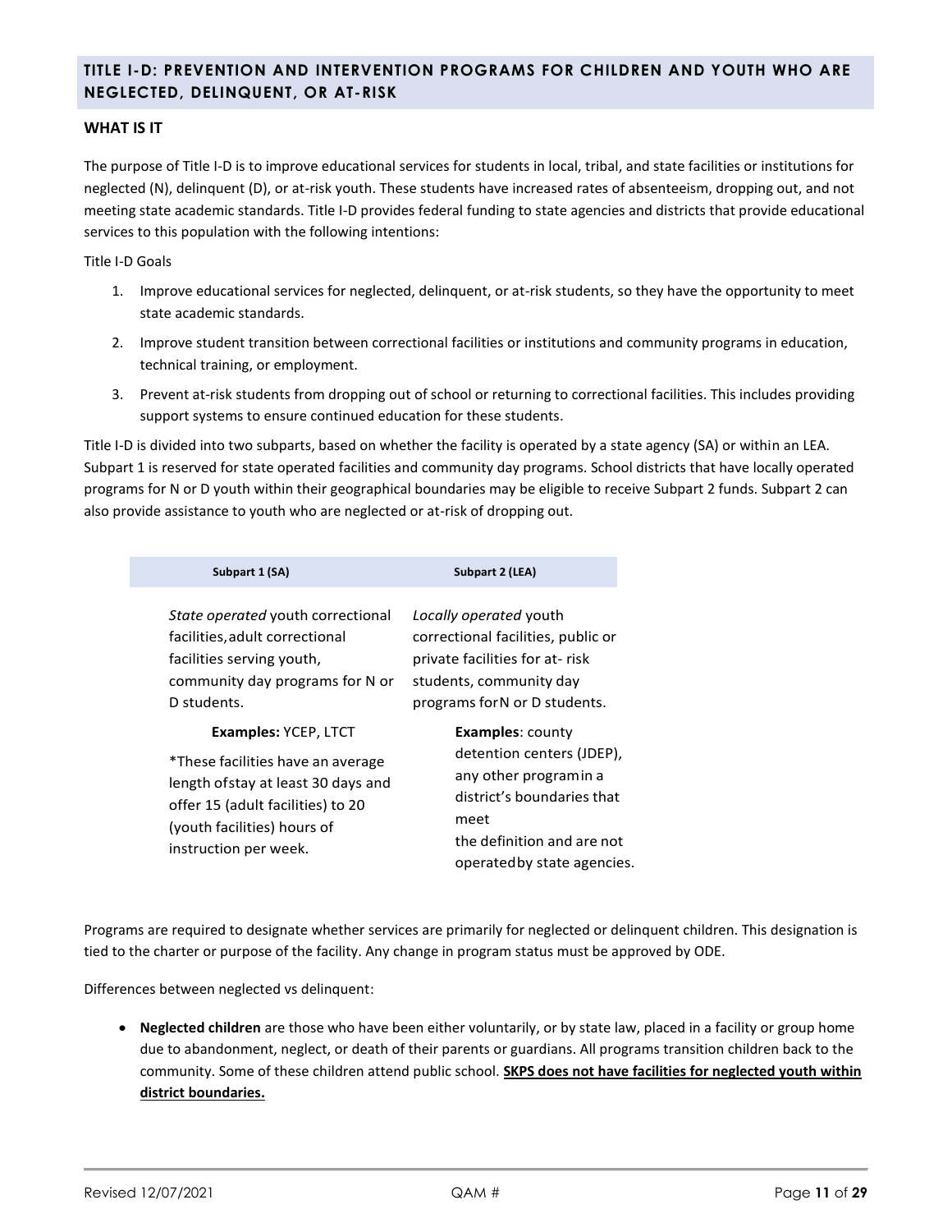## TITLE I-D: PREVENTION AND INTERVENTION PROGRAMS FOR CHILDREN AND YOUTH WHO ARE NEGLECTED, DELINQUENT, OR AT-RISK

### WHAT IS IT

The purpose of Title I-D is to improve educational services for students in local, tribal, and state facilities or institutions for neglected (N), delinquent (D), or at-risk youth. These students have increased rates of absenteeism, dropping out, and not meeting state academic standards. Title I-D provides federal funding to state agencies and districts that provide educational services to this population with the following intentions:

Title I-D Goals

1. Improve educational services for neglected, delinquent, or at-risk students, so they have the opportunity to meet state academic standards.
2. Improve student transition between correctional facilities or institutions and community programs in education, technical training, or employment.
3. Prevent at-risk students from dropping out of school or returning to correctional facilities. This includes providing support systems to ensure continued education for these students.

Title I-D is divided into two subparts, based on whether the facility is operated by a state agency (SA) or within an LEA. Subpart 1 is reserved for state operated facilities and community day programs. School districts that have locally operated programs for N or D youth within their geographical boundaries may be eligible to receive Subpart 2 funds. Subpart 2 can also provide assistance to youth who are neglected or at-risk of dropping out.

| Subpart 1 (SA) | Subpart 2 (LEA) |
|---|---|
| *State operated* youth correctional facilities, adult correctional facilities serving youth, community day programs for N or D students. | *Locally operated* youth correctional facilities, public or private facilities for at- risk students, community day programs for N or D students. |
| **Examples:** YCEP, LTCT<br><br>*These facilities have an average length of stay at least 30 days and offer 15 (adult facilities) to 20 (youth facilities) hours of instruction per week. | **Examples**: county detention centers (JDEP), any other program in a district's boundaries that meet the definition and are not operated by state agencies. |

Programs are required to designate whether services are primarily for neglected or delinquent children. This designation is tied to the charter or purpose of the facility. Any change in program status must be approved by ODE.

Differences between neglected vs delinquent:

- **Neglected children** are those who have been either voluntarily, or by state law, placed in a facility or group home due to abandonment, neglect, or death of their parents or guardians. All programs transition children back to the community. Some of these children attend public school. **SKPS does not have facilities for neglected youth within district boundaries.**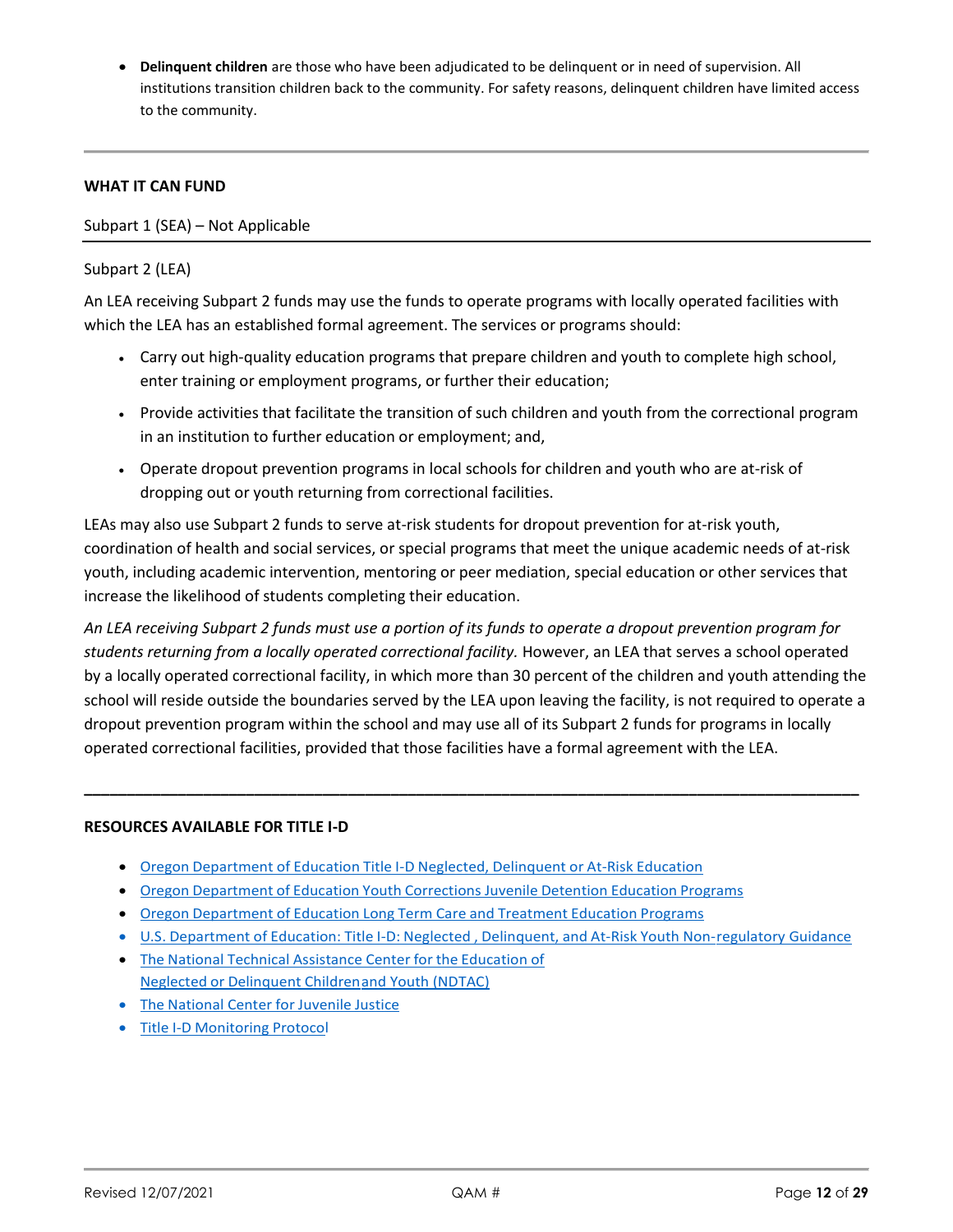- **Delinquent children** are those who have been adjudicated to be delinquent or in need of supervision. All institutions transition children back to the community. For safety reasons, delinquent children have limited access to the community.

---

**WHAT IT CAN FUND**

Subpart 1 (SEA) – Not Applicable

Subpart 2 (LEA)

An LEA receiving Subpart 2 funds may use the funds to operate programs with locally operated facilities with which the LEA has an established formal agreement. The services or programs should:

- Carry out high-quality education programs that prepare children and youth to complete high school, enter training or employment programs, or further their education;
- Provide activities that facilitate the transition of such children and youth from the correctional program in an institution to further education or employment; and,
- Operate dropout prevention programs in local schools for children and youth who are at-risk of dropping out or youth returning from correctional facilities.

LEAs may also use Subpart 2 funds to serve at-risk students for dropout prevention for at-risk youth, coordination of health and social services, or special programs that meet the unique academic needs of at-risk youth, including academic intervention, mentoring or peer mediation, special education or other services that increase the likelihood of students completing their education.

*An LEA receiving Subpart 2 funds must use a portion of its funds to operate a dropout prevention program for students returning from a locally operated correctional facility.* However, an LEA that serves a school operated by a locally operated correctional facility, in which more than 30 percent of the children and youth attending the school will reside outside the boundaries served by the LEA upon leaving the facility, is not required to operate a dropout prevention program within the school and may use all of its Subpart 2 funds for programs in locally operated correctional facilities, provided that those facilities have a formal agreement with the LEA.

---

**RESOURCES AVAILABLE FOR TITLE I-D**

- Oregon Department of Education Title I-D Neglected, Delinquent or At-Risk Education
- Oregon Department of Education Youth Corrections Juvenile Detention Education Programs
- Oregon Department of Education Long Term Care and Treatment Education Programs
- U.S. Department of Education: Title I-D: Neglected , Delinquent, and At-Risk Youth Non-regulatory Guidance
- The National Technical Assistance Center for the Education of Neglected or Delinquent Children and Youth (NDTAC)
- The National Center for Juvenile Justice
- Title I-D Monitoring Protocol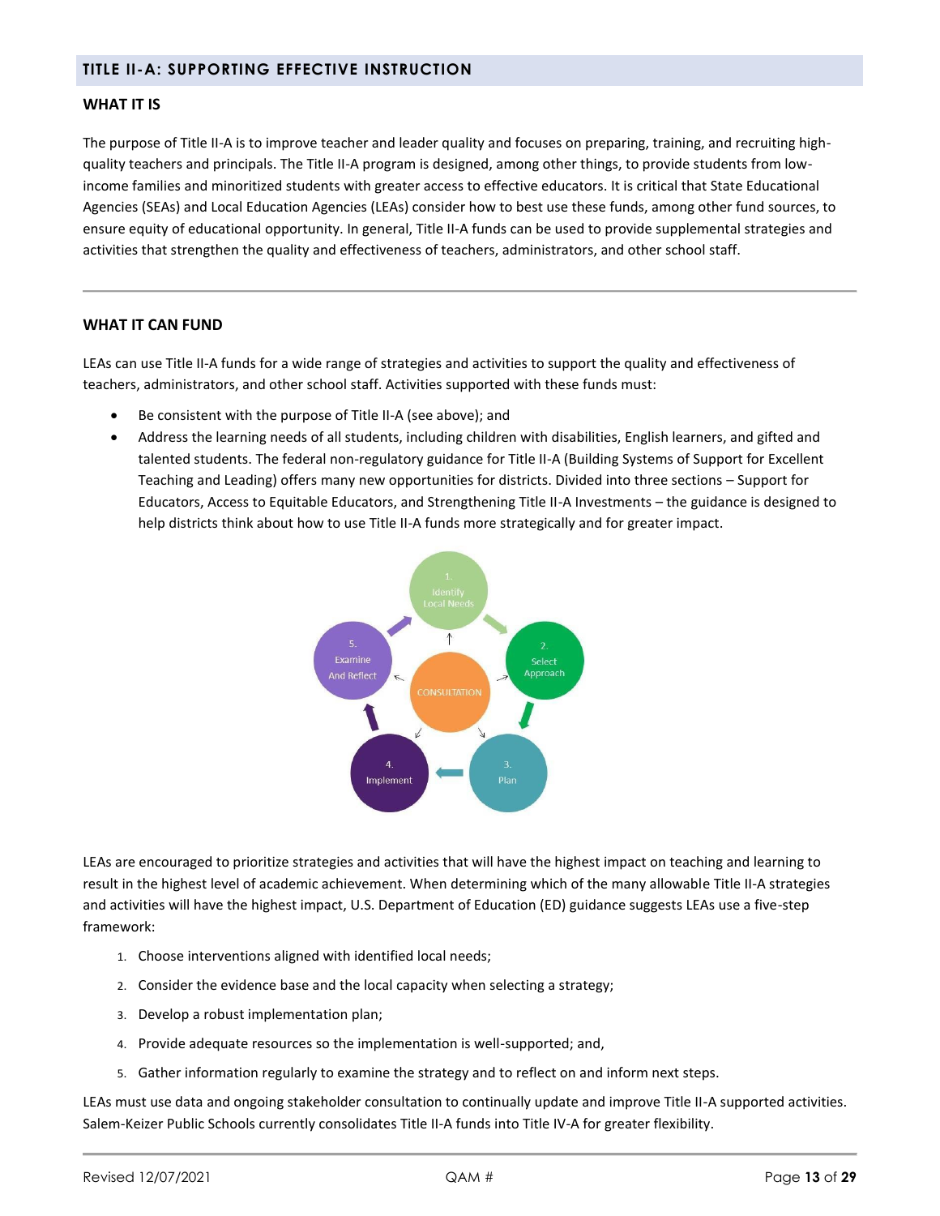## TITLE II-A: SUPPORTING EFFECTIVE INSTRUCTION

### WHAT IT IS

The purpose of Title II-A is to improve teacher and leader quality and focuses on preparing, training, and recruiting high-quality teachers and principals. The Title II-A program is designed, among other things, to provide students from low-income families and minoritized students with greater access to effective educators. It is critical that State Educational Agencies (SEAs) and Local Education Agencies (LEAs) consider how to best use these funds, among other fund sources, to ensure equity of educational opportunity. In general, Title II-A funds can be used to provide supplemental strategies and activities that strengthen the quality and effectiveness of teachers, administrators, and other school staff.

---

### WHAT IT CAN FUND

LEAs can use Title II-A funds for a wide range of strategies and activities to support the quality and effectiveness of teachers, administrators, and other school staff. Activities supported with these funds must:

- Be consistent with the purpose of Title II-A (see above); and
- Address the learning needs of all students, including children with disabilities, English learners, and gifted and talented students. The federal non-regulatory guidance for Title II-A (Building Systems of Support for Excellent Teaching and Leading) offers many new opportunities for districts. Divided into three sections – Support for Educators, Access to Equitable Educators, and Strengthening Title II-A Investments – the guidance is designed to help districts think about how to use Title II-A funds more strategically and for greater impact.

1. Identify Local Needs
2. Select Approach
3. Plan
4. Implement
5. Examine And Reflect

CONSULTATION

LEAs are encouraged to prioritize strategies and activities that will have the highest impact on teaching and learning to result in the highest level of academic achievement. When determining which of the many allowable Title II-A strategies and activities will have the highest impact, U.S. Department of Education (ED) guidance suggests LEAs use a five-step framework:

1. Choose interventions aligned with identified local needs;
2. Consider the evidence base and the local capacity when selecting a strategy;
3. Develop a robust implementation plan;
4. Provide adequate resources so the implementation is well-supported; and,
5. Gather information regularly to examine the strategy and to reflect on and inform next steps.

LEAs must use data and ongoing stakeholder consultation to continually update and improve Title II-A supported activities. Salem-Keizer Public Schools currently consolidates Title II-A funds into Title IV-A for greater flexibility.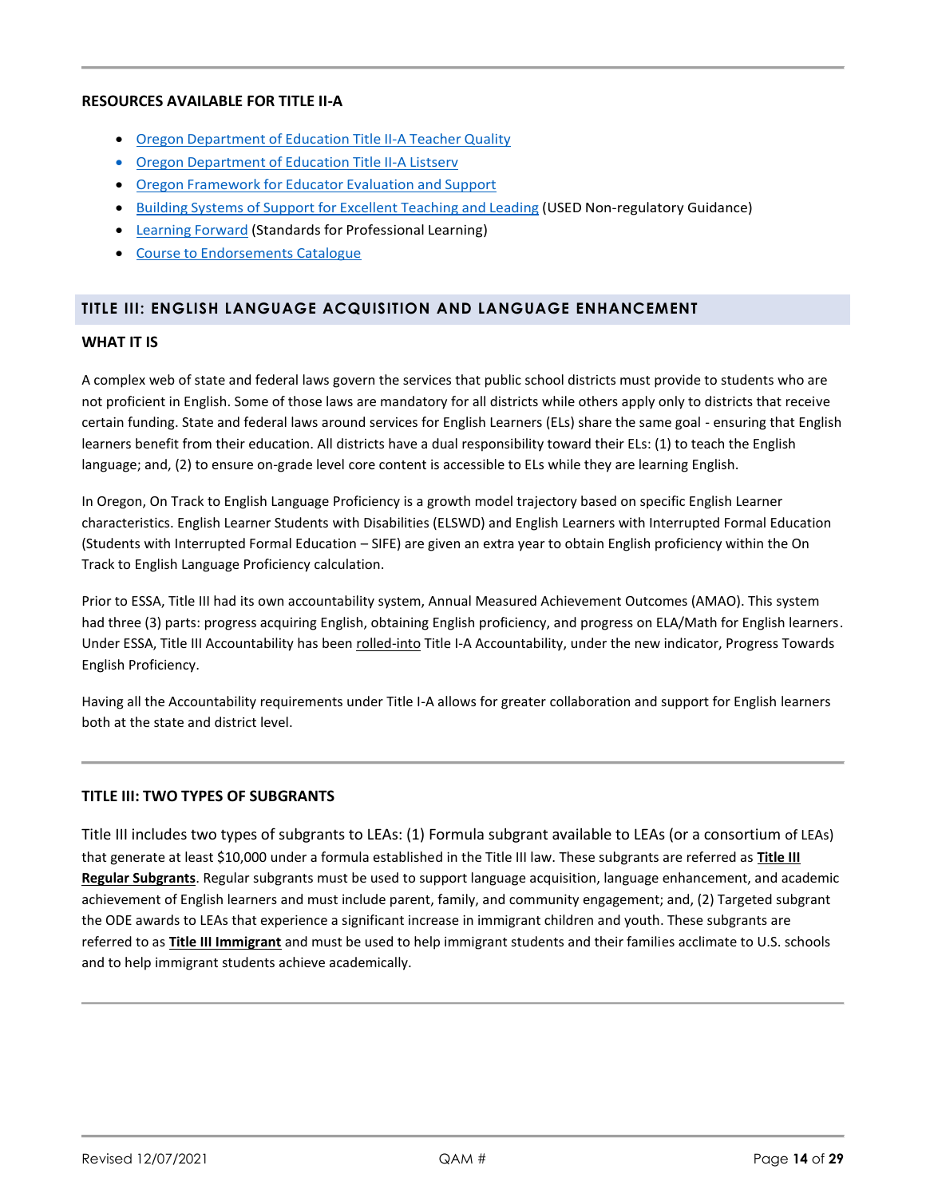### RESOURCES AVAILABLE FOR TITLE II-A

- Oregon Department of Education Title II-A Teacher Quality
- Oregon Department of Education Title II-A Listserv
- Oregon Framework for Educator Evaluation and Support
- Building Systems of Support for Excellent Teaching and Leading (USED Non-regulatory Guidance)
- Learning Forward (Standards for Professional Learning)
- Course to Endorsements Catalogue

## TITLE III: ENGLISH LANGUAGE ACQUISITION AND LANGUAGE ENHANCEMENT

### WHAT IT IS

A complex web of state and federal laws govern the services that public school districts must provide to students who are not proficient in English. Some of those laws are mandatory for all districts while others apply only to districts that receive certain funding. State and federal laws around services for English Learners (ELs) share the same goal - ensuring that English learners benefit from their education. All districts have a dual responsibility toward their ELs: (1) to teach the English language; and, (2) to ensure on-grade level core content is accessible to ELs while they are learning English.

In Oregon, On Track to English Language Proficiency is a growth model trajectory based on specific English Learner characteristics. English Learner Students with Disabilities (ELSWD) and English Learners with Interrupted Formal Education (Students with Interrupted Formal Education – SIFE) are given an extra year to obtain English proficiency within the On Track to English Language Proficiency calculation.

Prior to ESSA, Title III had its own accountability system, Annual Measured Achievement Outcomes (AMAO). This system had three (3) parts: progress acquiring English, obtaining English proficiency, and progress on ELA/Math for English learners. Under ESSA, Title III Accountability has been rolled-into Title I-A Accountability, under the new indicator, Progress Towards English Proficiency.

Having all the Accountability requirements under Title I-A allows for greater collaboration and support for English learners both at the state and district level.

### TITLE III: TWO TYPES OF SUBGRANTS

Title III includes two types of subgrants to LEAs: (1) Formula subgrant available to LEAs (or a consortium of LEAs) that generate at least $10,000 under a formula established in the Title III law. These subgrants are referred as **Title III Regular Subgrants**. Regular subgrants must be used to support language acquisition, language enhancement, and academic achievement of English learners and must include parent, family, and community engagement; and, (2) Targeted subgrant the ODE awards to LEAs that experience a significant increase in immigrant children and youth. These subgrants are referred to as **Title III Immigrant** and must be used to help immigrant students and their families acclimate to U.S. schools and to help immigrant students achieve academically.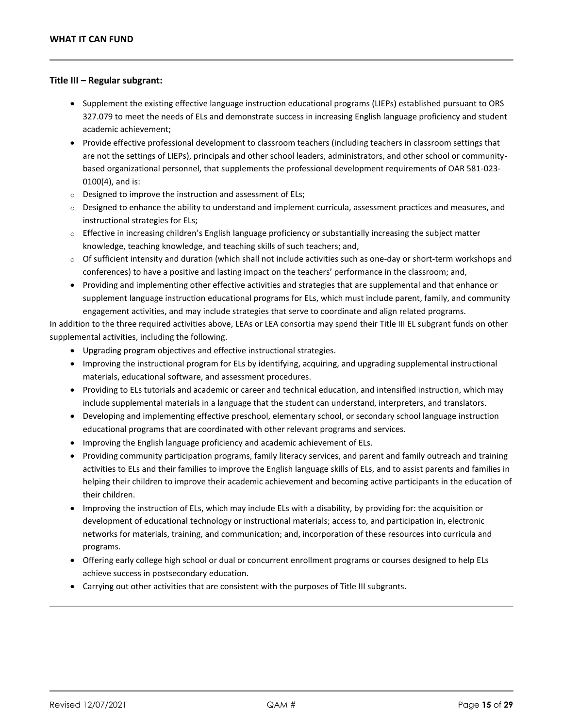**WHAT IT CAN FUND**

---

**Title III – Regular subgrant:**

- Supplement the existing effective language instruction educational programs (LIEPs) established pursuant to ORS 327.079 to meet the needs of ELs and demonstrate success in increasing English language proficiency and student academic achievement;
- Provide effective professional development to classroom teachers (including teachers in classroom settings that are not the settings of LIEPs), principals and other school leaders, administrators, and other school or community-based organizational personnel, that supplements the professional development requirements of OAR 581-023-0100(4), and is:
  - Designed to improve the instruction and assessment of ELs;
  - Designed to enhance the ability to understand and implement curricula, assessment practices and measures, and instructional strategies for ELs;
  - Effective in increasing children's English language proficiency or substantially increasing the subject matter knowledge, teaching knowledge, and teaching skills of such teachers; and,
  - Of sufficient intensity and duration (which shall not include activities such as one-day or short-term workshops and conferences) to have a positive and lasting impact on the teachers' performance in the classroom; and,
- Providing and implementing other effective activities and strategies that are supplemental and that enhance or supplement language instruction educational programs for ELs, which must include parent, family, and community engagement activities, and may include strategies that serve to coordinate and align related programs.

In addition to the three required activities above, LEAs or LEA consortia may spend their Title III EL subgrant funds on other supplemental activities, including the following.

- Upgrading program objectives and effective instructional strategies.
- Improving the instructional program for ELs by identifying, acquiring, and upgrading supplemental instructional materials, educational software, and assessment procedures.
- Providing to ELs tutorials and academic or career and technical education, and intensified instruction, which may include supplemental materials in a language that the student can understand, interpreters, and translators.
- Developing and implementing effective preschool, elementary school, or secondary school language instruction educational programs that are coordinated with other relevant programs and services.
- Improving the English language proficiency and academic achievement of ELs.
- Providing community participation programs, family literacy services, and parent and family outreach and training activities to ELs and their families to improve the English language skills of ELs, and to assist parents and families in helping their children to improve their academic achievement and becoming active participants in the education of their children.
- Improving the instruction of ELs, which may include ELs with a disability, by providing for: the acquisition or development of educational technology or instructional materials; access to, and participation in, electronic networks for materials, training, and communication; and, incorporation of these resources into curricula and programs.
- Offering early college high school or dual or concurrent enrollment programs or courses designed to help ELs achieve success in postsecondary education.
- Carrying out other activities that are consistent with the purposes of Title III subgrants.

---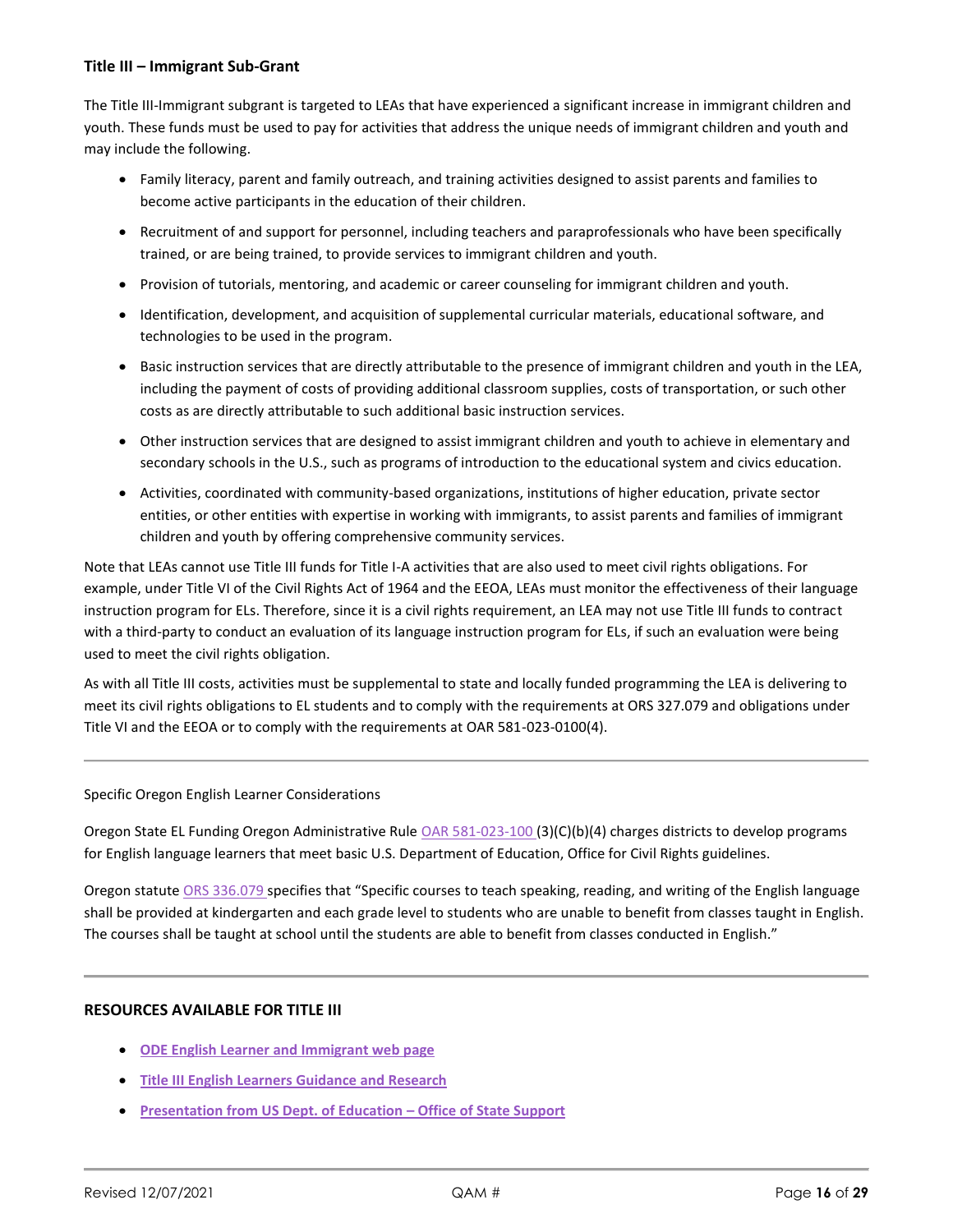### Title III – Immigrant Sub-Grant

The Title III-Immigrant subgrant is targeted to LEAs that have experienced a significant increase in immigrant children and youth. These funds must be used to pay for activities that address the unique needs of immigrant children and youth and may include the following.

- Family literacy, parent and family outreach, and training activities designed to assist parents and families to become active participants in the education of their children.
- Recruitment of and support for personnel, including teachers and paraprofessionals who have been specifically trained, or are being trained, to provide services to immigrant children and youth.
- Provision of tutorials, mentoring, and academic or career counseling for immigrant children and youth.
- Identification, development, and acquisition of supplemental curricular materials, educational software, and technologies to be used in the program.
- Basic instruction services that are directly attributable to the presence of immigrant children and youth in the LEA, including the payment of costs of providing additional classroom supplies, costs of transportation, or such other costs as are directly attributable to such additional basic instruction services.
- Other instruction services that are designed to assist immigrant children and youth to achieve in elementary and secondary schools in the U.S., such as programs of introduction to the educational system and civics education.
- Activities, coordinated with community-based organizations, institutions of higher education, private sector entities, or other entities with expertise in working with immigrants, to assist parents and families of immigrant children and youth by offering comprehensive community services.

Note that LEAs cannot use Title III funds for Title I-A activities that are also used to meet civil rights obligations. For example, under Title VI of the Civil Rights Act of 1964 and the EEOA, LEAs must monitor the effectiveness of their language instruction program for ELs. Therefore, since it is a civil rights requirement, an LEA may not use Title III funds to contract with a third-party to conduct an evaluation of its language instruction program for ELs, if such an evaluation were being used to meet the civil rights obligation.

As with all Title III costs, activities must be supplemental to state and locally funded programming the LEA is delivering to meet its civil rights obligations to EL students and to comply with the requirements at ORS 327.079 and obligations under Title VI and the EEOA or to comply with the requirements at OAR 581-023-0100(4).

---

Specific Oregon English Learner Considerations

Oregon State EL Funding Oregon Administrative Rule OAR 581-023-100 (3)(C)(b)(4) charges districts to develop programs for English language learners that meet basic U.S. Department of Education, Office for Civil Rights guidelines.

Oregon statute ORS 336.079 specifies that "Specific courses to teach speaking, reading, and writing of the English language shall be provided at kindergarten and each grade level to students who are unable to benefit from classes taught in English. The courses shall be taught at school until the students are able to benefit from classes conducted in English."

---

### RESOURCES AVAILABLE FOR TITLE III

- **ODE English Learner and Immigrant web page**
- **Title III English Learners Guidance and Research**
- **Presentation from US Dept. of Education – Office of State Support**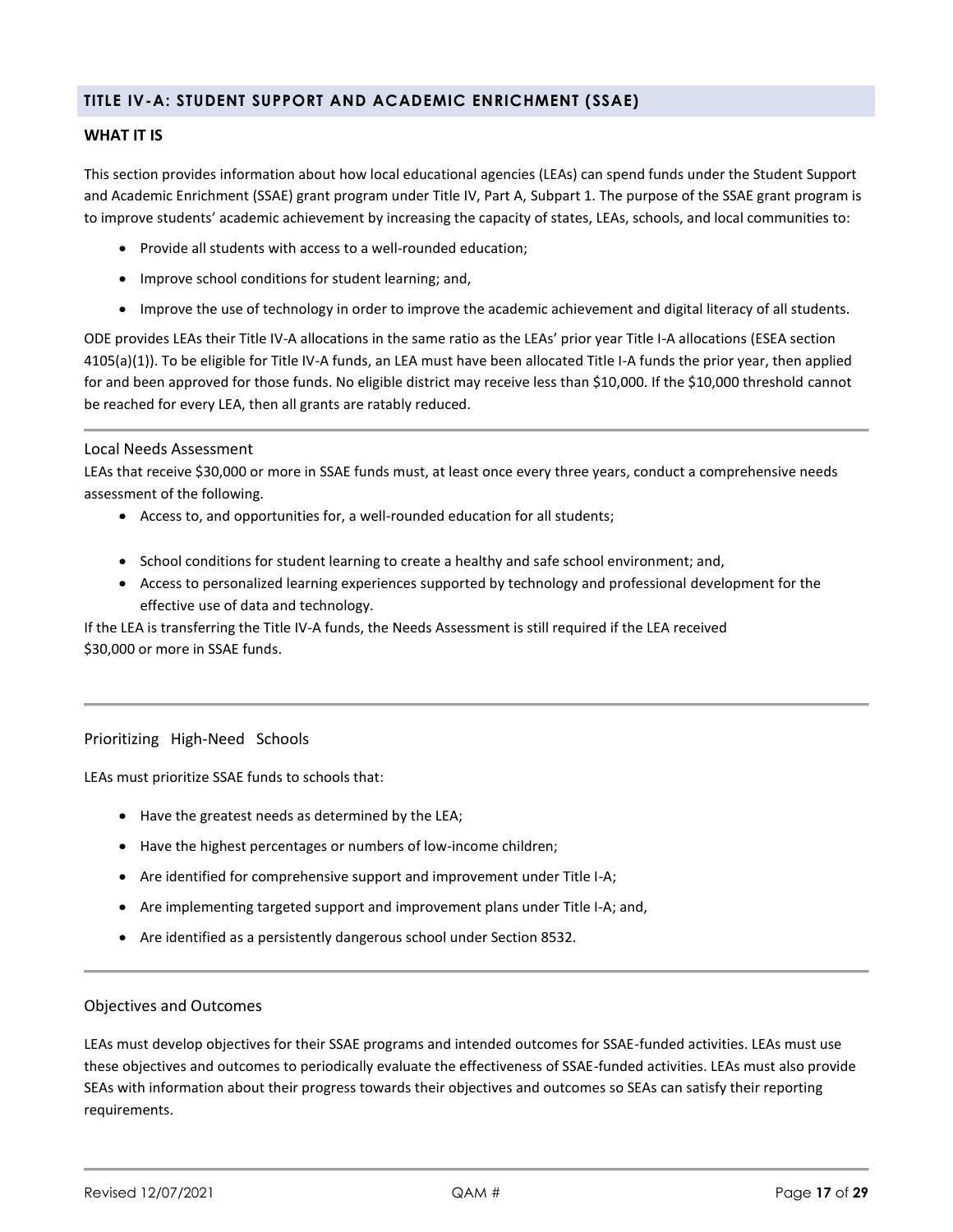## TITLE IV-A: STUDENT SUPPORT AND ACADEMIC ENRICHMENT (SSAE)

### WHAT IT IS

This section provides information about how local educational agencies (LEAs) can spend funds under the Student Support and Academic Enrichment (SSAE) grant program under Title IV, Part A, Subpart 1. The purpose of the SSAE grant program is to improve students' academic achievement by increasing the capacity of states, LEAs, schools, and local communities to:

- Provide all students with access to a well-rounded education;
- Improve school conditions for student learning; and,
- Improve the use of technology in order to improve the academic achievement and digital literacy of all students.

ODE provides LEAs their Title IV-A allocations in the same ratio as the LEAs' prior year Title I-A allocations (ESEA section 4105(a)(1)). To be eligible for Title IV-A funds, an LEA must have been allocated Title I-A funds the prior year, then applied for and been approved for those funds. No eligible district may receive less than $10,000. If the $10,000 threshold cannot be reached for every LEA, then all grants are ratably reduced.

---

### Local Needs Assessment

LEAs that receive $30,000 or more in SSAE funds must, at least once every three years, conduct a comprehensive needs assessment of the following.

- Access to, and opportunities for, a well-rounded education for all students;
- School conditions for student learning to create a healthy and safe school environment; and,
- Access to personalized learning experiences supported by technology and professional development for the effective use of data and technology.

If the LEA is transferring the Title IV-A funds, the Needs Assessment is still required if the LEA received $30,000 or more in SSAE funds.

---

### Prioritizing High-Need Schools

LEAs must prioritize SSAE funds to schools that:

- Have the greatest needs as determined by the LEA;
- Have the highest percentages or numbers of low-income children;
- Are identified for comprehensive support and improvement under Title I-A;
- Are implementing targeted support and improvement plans under Title I-A; and,
- Are identified as a persistently dangerous school under Section 8532.

---

### Objectives and Outcomes

LEAs must develop objectives for their SSAE programs and intended outcomes for SSAE-funded activities. LEAs must use these objectives and outcomes to periodically evaluate the effectiveness of SSAE-funded activities. LEAs must also provide SEAs with information about their progress towards their objectives and outcomes so SEAs can satisfy their reporting requirements.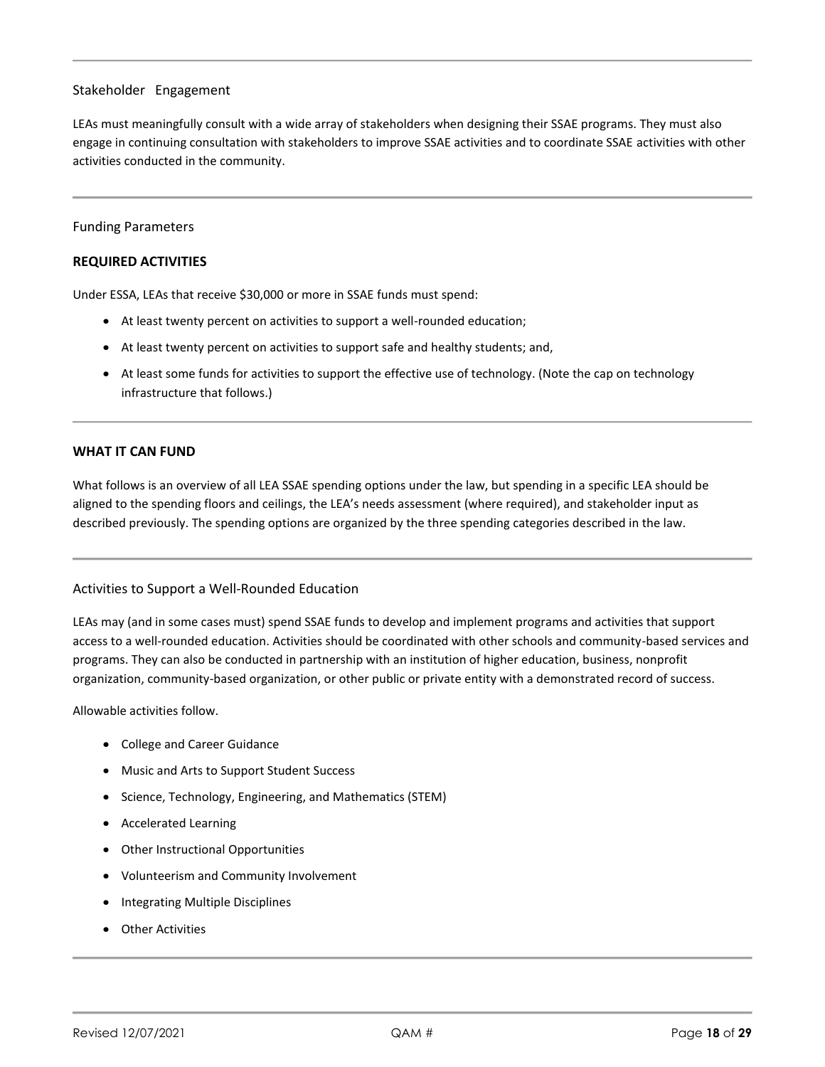### Stakeholder Engagement

LEAs must meaningfully consult with a wide array of stakeholders when designing their SSAE programs. They must also engage in continuing consultation with stakeholders to improve SSAE activities and to coordinate SSAE activities with other activities conducted in the community.

### Funding Parameters

**REQUIRED ACTIVITIES**

Under ESSA, LEAs that receive $30,000 or more in SSAE funds must spend:

- At least twenty percent on activities to support a well-rounded education;
- At least twenty percent on activities to support safe and healthy students; and,
- At least some funds for activities to support the effective use of technology. (Note the cap on technology infrastructure that follows.)

**WHAT IT CAN FUND**

What follows is an overview of all LEA SSAE spending options under the law, but spending in a specific LEA should be aligned to the spending floors and ceilings, the LEA's needs assessment (where required), and stakeholder input as described previously. The spending options are organized by the three spending categories described in the law.

### Activities to Support a Well-Rounded Education

LEAs may (and in some cases must) spend SSAE funds to develop and implement programs and activities that support access to a well-rounded education. Activities should be coordinated with other schools and community-based services and programs. They can also be conducted in partnership with an institution of higher education, business, nonprofit organization, community-based organization, or other public or private entity with a demonstrated record of success.

Allowable activities follow.

- College and Career Guidance
- Music and Arts to Support Student Success
- Science, Technology, Engineering, and Mathematics (STEM)
- Accelerated Learning
- Other Instructional Opportunities
- Volunteerism and Community Involvement
- Integrating Multiple Disciplines
- Other Activities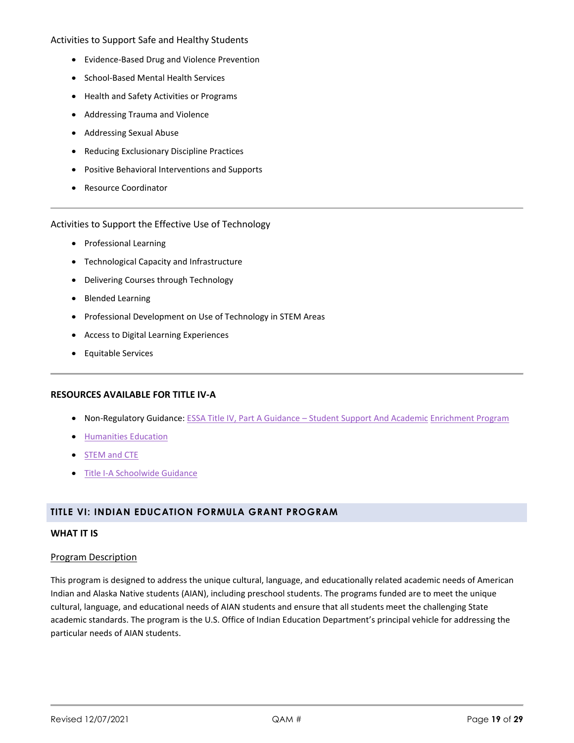Activities to Support Safe and Healthy Students

- Evidence-Based Drug and Violence Prevention
- School-Based Mental Health Services
- Health and Safety Activities or Programs
- Addressing Trauma and Violence
- Addressing Sexual Abuse
- Reducing Exclusionary Discipline Practices
- Positive Behavioral Interventions and Supports
- Resource Coordinator

---

Activities to Support the Effective Use of Technology

- Professional Learning
- Technological Capacity and Infrastructure
- Delivering Courses through Technology
- Blended Learning
- Professional Development on Use of Technology in STEM Areas
- Access to Digital Learning Experiences
- Equitable Services

---

**RESOURCES AVAILABLE FOR TITLE IV-A**

- Non-Regulatory Guidance: ESSA Title IV, Part A Guidance – Student Support And Academic Enrichment Program
- Humanities Education
- STEM and CTE
- Title I-A Schoolwide Guidance

## TITLE VI: INDIAN EDUCATION FORMULA GRANT PROGRAM

**WHAT IT IS**

Program Description

This program is designed to address the unique cultural, language, and educationally related academic needs of American Indian and Alaska Native students (AIAN), including preschool students. The programs funded are to meet the unique cultural, language, and educational needs of AIAN students and ensure that all students meet the challenging State academic standards. The program is the U.S. Office of Indian Education Department's principal vehicle for addressing the particular needs of AIAN students.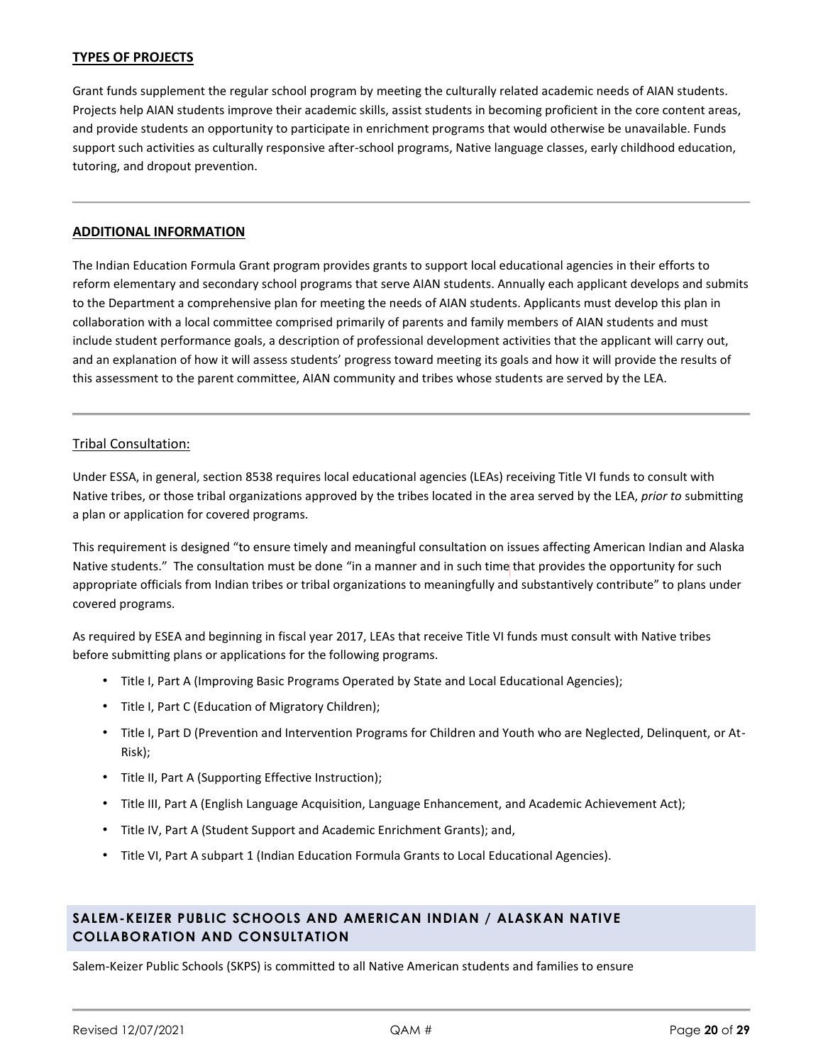## TYPES OF PROJECTS

Grant funds supplement the regular school program by meeting the culturally related academic needs of AIAN students. Projects help AIAN students improve their academic skills, assist students in becoming proficient in the core content areas, and provide students an opportunity to participate in enrichment programs that would otherwise be unavailable. Funds support such activities as culturally responsive after-school programs, Native language classes, early childhood education, tutoring, and dropout prevention.

---

## ADDITIONAL INFORMATION

The Indian Education Formula Grant program provides grants to support local educational agencies in their efforts to reform elementary and secondary school programs that serve AIAN students. Annually each applicant develops and submits to the Department a comprehensive plan for meeting the needs of AIAN students. Applicants must develop this plan in collaboration with a local committee comprised primarily of parents and family members of AIAN students and must include student performance goals, a description of professional development activities that the applicant will carry out, and an explanation of how it will assess students' progress toward meeting its goals and how it will provide the results of this assessment to the parent committee, AIAN community and tribes whose students are served by the LEA.

---

### Tribal Consultation:

Under ESSA, in general, section 8538 requires local educational agencies (LEAs) receiving Title VI funds to consult with Native tribes, or those tribal organizations approved by the tribes located in the area served by the LEA, *prior to* submitting a plan or application for covered programs.

This requirement is designed "to ensure timely and meaningful consultation on issues affecting American Indian and Alaska Native students." The consultation must be done "in a manner and in such time that provides the opportunity for such appropriate officials from Indian tribes or tribal organizations to meaningfully and substantively contribute" to plans under covered programs.

As required by ESEA and beginning in fiscal year 2017, LEAs that receive Title VI funds must consult with Native tribes before submitting plans or applications for the following programs.

- Title I, Part A (Improving Basic Programs Operated by State and Local Educational Agencies);
- Title I, Part C (Education of Migratory Children);
- Title I, Part D (Prevention and Intervention Programs for Children and Youth who are Neglected, Delinquent, or At-Risk);
- Title II, Part A (Supporting Effective Instruction);
- Title III, Part A (English Language Acquisition, Language Enhancement, and Academic Achievement Act);
- Title IV, Part A (Student Support and Academic Enrichment Grants); and,
- Title VI, Part A subpart 1 (Indian Education Formula Grants to Local Educational Agencies).

## SALEM-KEIZER PUBLIC SCHOOLS AND AMERICAN INDIAN / ALASKAN NATIVE COLLABORATION AND CONSULTATION

Salem-Keizer Public Schools (SKPS) is committed to all Native American students and families to ensure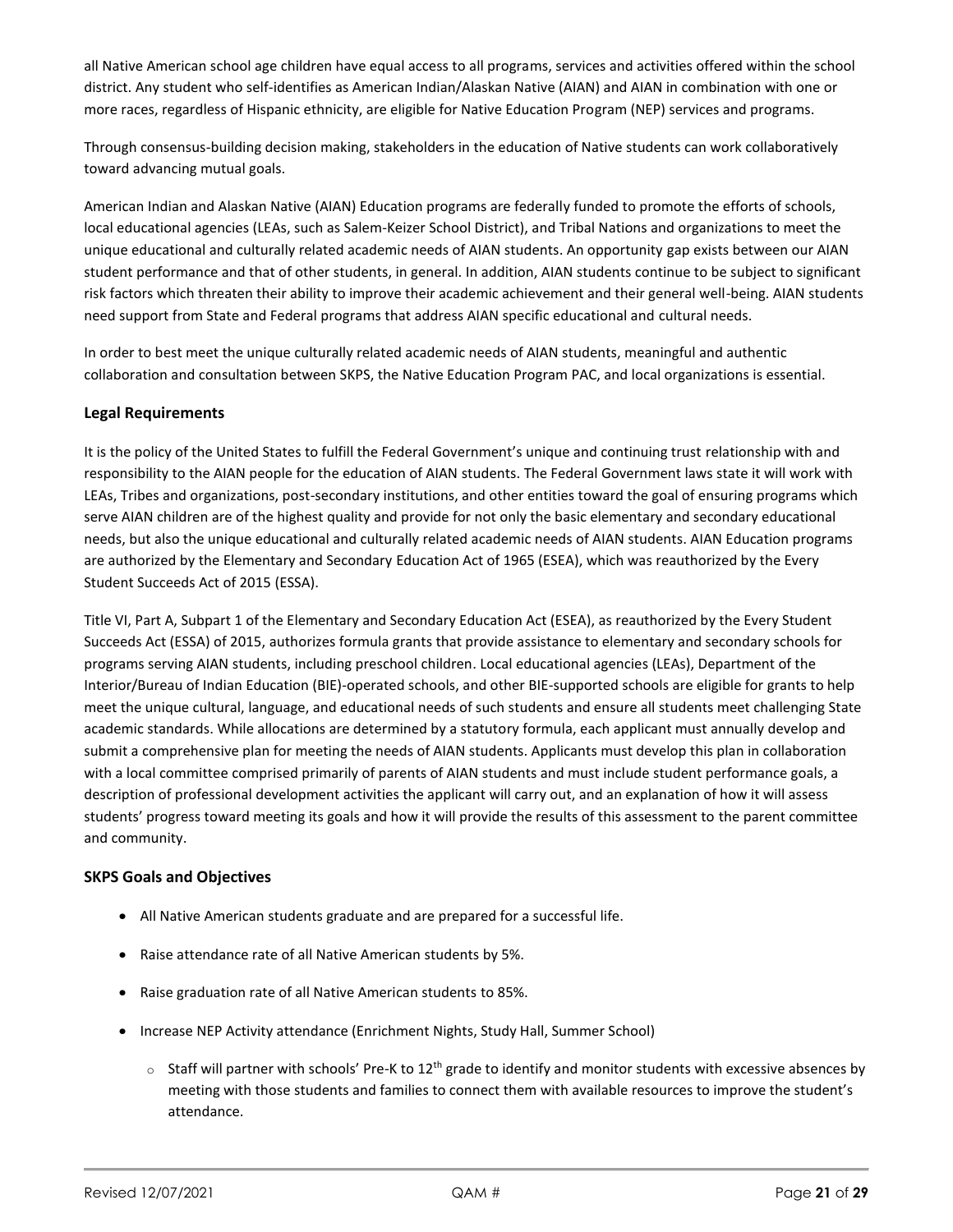all Native American school age children have equal access to all programs, services and activities offered within the school district. Any student who self-identifies as American Indian/Alaskan Native (AIAN) and AIAN in combination with one or more races, regardless of Hispanic ethnicity, are eligible for Native Education Program (NEP) services and programs.

Through consensus-building decision making, stakeholders in the education of Native students can work collaboratively toward advancing mutual goals.

American Indian and Alaskan Native (AIAN) Education programs are federally funded to promote the efforts of schools, local educational agencies (LEAs, such as Salem-Keizer School District), and Tribal Nations and organizations to meet the unique educational and culturally related academic needs of AIAN students. An opportunity gap exists between our AIAN student performance and that of other students, in general. In addition, AIAN students continue to be subject to significant risk factors which threaten their ability to improve their academic achievement and their general well-being. AIAN students need support from State and Federal programs that address AIAN specific educational and cultural needs.

In order to best meet the unique culturally related academic needs of AIAN students, meaningful and authentic collaboration and consultation between SKPS, the Native Education Program PAC, and local organizations is essential.

### Legal Requirements

It is the policy of the United States to fulfill the Federal Government's unique and continuing trust relationship with and responsibility to the AIAN people for the education of AIAN students. The Federal Government laws state it will work with LEAs, Tribes and organizations, post-secondary institutions, and other entities toward the goal of ensuring programs which serve AIAN children are of the highest quality and provide for not only the basic elementary and secondary educational needs, but also the unique educational and culturally related academic needs of AIAN students. AIAN Education programs are authorized by the Elementary and Secondary Education Act of 1965 (ESEA), which was reauthorized by the Every Student Succeeds Act of 2015 (ESSA).

Title VI, Part A, Subpart 1 of the Elementary and Secondary Education Act (ESEA), as reauthorized by the Every Student Succeeds Act (ESSA) of 2015, authorizes formula grants that provide assistance to elementary and secondary schools for programs serving AIAN students, including preschool children. Local educational agencies (LEAs), Department of the Interior/Bureau of Indian Education (BIE)-operated schools, and other BIE-supported schools are eligible for grants to help meet the unique cultural, language, and educational needs of such students and ensure all students meet challenging State academic standards. While allocations are determined by a statutory formula, each applicant must annually develop and submit a comprehensive plan for meeting the needs of AIAN students. Applicants must develop this plan in collaboration with a local committee comprised primarily of parents of AIAN students and must include student performance goals, a description of professional development activities the applicant will carry out, and an explanation of how it will assess students' progress toward meeting its goals and how it will provide the results of this assessment to the parent committee and community.

### SKPS Goals and Objectives

- All Native American students graduate and are prepared for a successful life.
- Raise attendance rate of all Native American students by 5%.
- Raise graduation rate of all Native American students to 85%.
- Increase NEP Activity attendance (Enrichment Nights, Study Hall, Summer School)
  - Staff will partner with schools' Pre-K to 12th grade to identify and monitor students with excessive absences by meeting with those students and families to connect them with available resources to improve the student's attendance.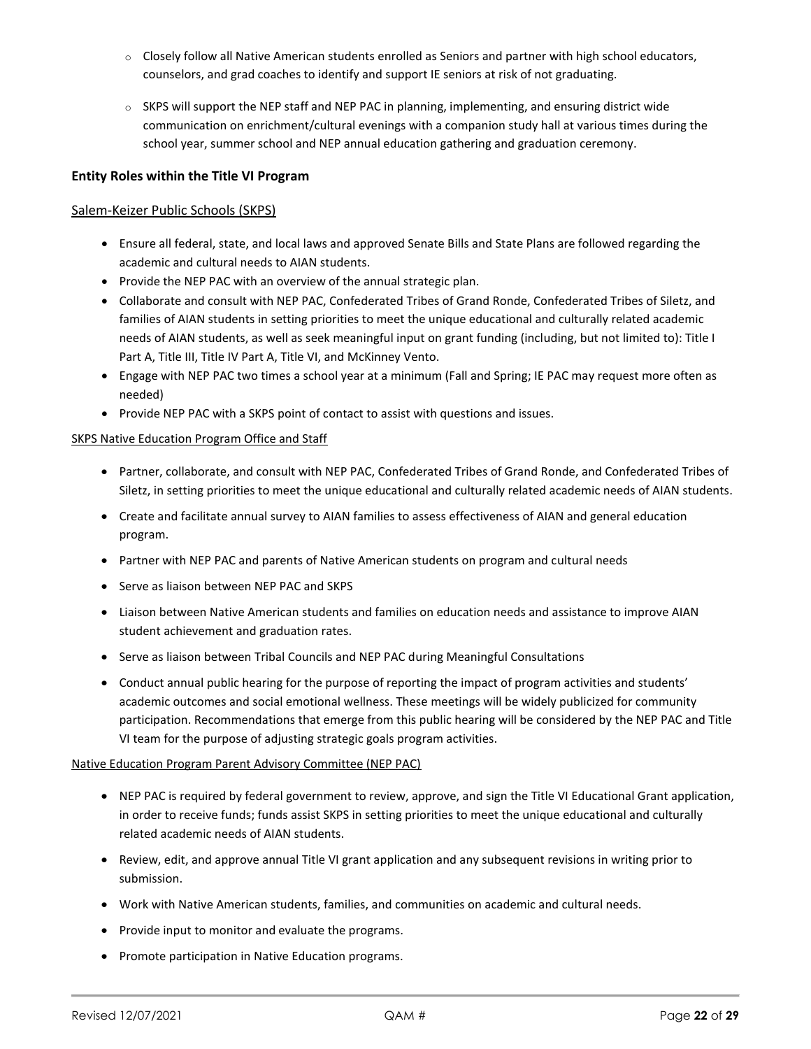- Closely follow all Native American students enrolled as Seniors and partner with high school educators, counselors, and grad coaches to identify and support IE seniors at risk of not graduating.
- SKPS will support the NEP staff and NEP PAC in planning, implementing, and ensuring district wide communication on enrichment/cultural evenings with a companion study hall at various times during the school year, summer school and NEP annual education gathering and graduation ceremony.

### Entity Roles within the Title VI Program

<u>Salem-Keizer Public Schools (SKPS)</u>

- Ensure all federal, state, and local laws and approved Senate Bills and State Plans are followed regarding the academic and cultural needs to AIAN students.
- Provide the NEP PAC with an overview of the annual strategic plan.
- Collaborate and consult with NEP PAC, Confederated Tribes of Grand Ronde, Confederated Tribes of Siletz, and families of AIAN students in setting priorities to meet the unique educational and culturally related academic needs of AIAN students, as well as seek meaningful input on grant funding (including, but not limited to): Title I Part A, Title III, Title IV Part A, Title VI, and McKinney Vento.
- Engage with NEP PAC two times a school year at a minimum (Fall and Spring; IE PAC may request more often as needed)
- Provide NEP PAC with a SKPS point of contact to assist with questions and issues.

<u>SKPS Native Education Program Office and Staff</u>

- Partner, collaborate, and consult with NEP PAC, Confederated Tribes of Grand Ronde, and Confederated Tribes of Siletz, in setting priorities to meet the unique educational and culturally related academic needs of AIAN students.
- Create and facilitate annual survey to AIAN families to assess effectiveness of AIAN and general education program.
- Partner with NEP PAC and parents of Native American students on program and cultural needs
- Serve as liaison between NEP PAC and SKPS
- Liaison between Native American students and families on education needs and assistance to improve AIAN student achievement and graduation rates.
- Serve as liaison between Tribal Councils and NEP PAC during Meaningful Consultations
- Conduct annual public hearing for the purpose of reporting the impact of program activities and students' academic outcomes and social emotional wellness. These meetings will be widely publicized for community participation. Recommendations that emerge from this public hearing will be considered by the NEP PAC and Title VI team for the purpose of adjusting strategic goals program activities.

<u>Native Education Program Parent Advisory Committee (NEP PAC)</u>

- NEP PAC is required by federal government to review, approve, and sign the Title VI Educational Grant application, in order to receive funds; funds assist SKPS in setting priorities to meet the unique educational and culturally related academic needs of AIAN students.
- Review, edit, and approve annual Title VI grant application and any subsequent revisions in writing prior to submission.
- Work with Native American students, families, and communities on academic and cultural needs.
- Provide input to monitor and evaluate the programs.
- Promote participation in Native Education programs.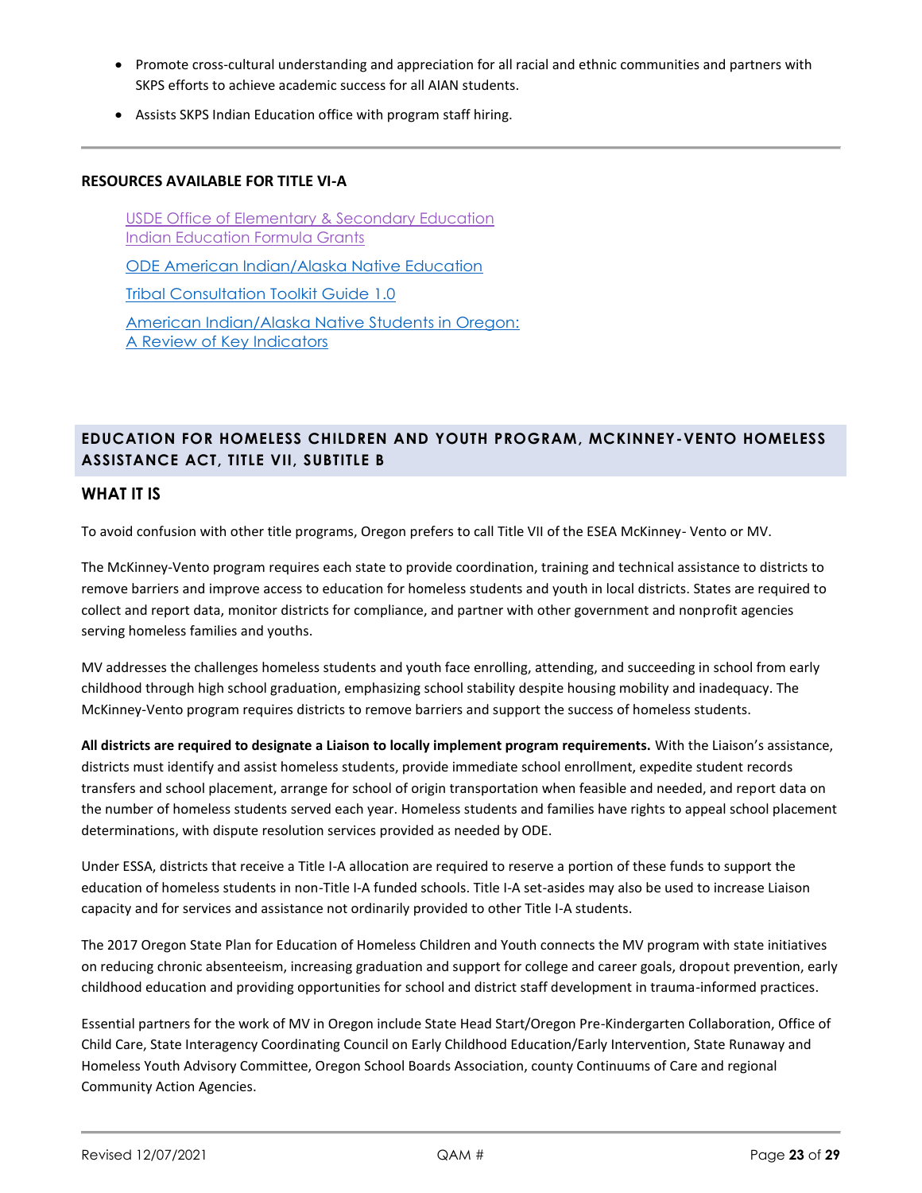- Promote cross-cultural understanding and appreciation for all racial and ethnic communities and partners with SKPS efforts to achieve academic success for all AIAN students.
- Assists SKPS Indian Education office with program staff hiring.

---

**RESOURCES AVAILABLE FOR TITLE VI-A**

USDE Office of Elementary & Secondary Education Indian Education Formula Grants

ODE American Indian/Alaska Native Education

Tribal Consultation Toolkit Guide 1.0

American Indian/Alaska Native Students in Oregon: A Review of Key Indicators

## EDUCATION FOR HOMELESS CHILDREN AND YOUTH PROGRAM, MCKINNEY-VENTO HOMELESS ASSISTANCE ACT, TITLE VII, SUBTITLE B

### WHAT IT IS

To avoid confusion with other title programs, Oregon prefers to call Title VII of the ESEA McKinney- Vento or MV.

The McKinney-Vento program requires each state to provide coordination, training and technical assistance to districts to remove barriers and improve access to education for homeless students and youth in local districts. States are required to collect and report data, monitor districts for compliance, and partner with other government and nonprofit agencies serving homeless families and youths.

MV addresses the challenges homeless students and youth face enrolling, attending, and succeeding in school from early childhood through high school graduation, emphasizing school stability despite housing mobility and inadequacy. The McKinney-Vento program requires districts to remove barriers and support the success of homeless students.

**All districts are required to designate a Liaison to locally implement program requirements.** With the Liaison's assistance, districts must identify and assist homeless students, provide immediate school enrollment, expedite student records transfers and school placement, arrange for school of origin transportation when feasible and needed, and report data on the number of homeless students served each year. Homeless students and families have rights to appeal school placement determinations, with dispute resolution services provided as needed by ODE.

Under ESSA, districts that receive a Title I-A allocation are required to reserve a portion of these funds to support the education of homeless students in non-Title I-A funded schools. Title I-A set-asides may also be used to increase Liaison capacity and for services and assistance not ordinarily provided to other Title I-A students.

The 2017 Oregon State Plan for Education of Homeless Children and Youth connects the MV program with state initiatives on reducing chronic absenteeism, increasing graduation and support for college and career goals, dropout prevention, early childhood education and providing opportunities for school and district staff development in trauma-informed practices.

Essential partners for the work of MV in Oregon include State Head Start/Oregon Pre-Kindergarten Collaboration, Office of Child Care, State Interagency Coordinating Council on Early Childhood Education/Early Intervention, State Runaway and Homeless Youth Advisory Committee, Oregon School Boards Association, county Continuums of Care and regional Community Action Agencies.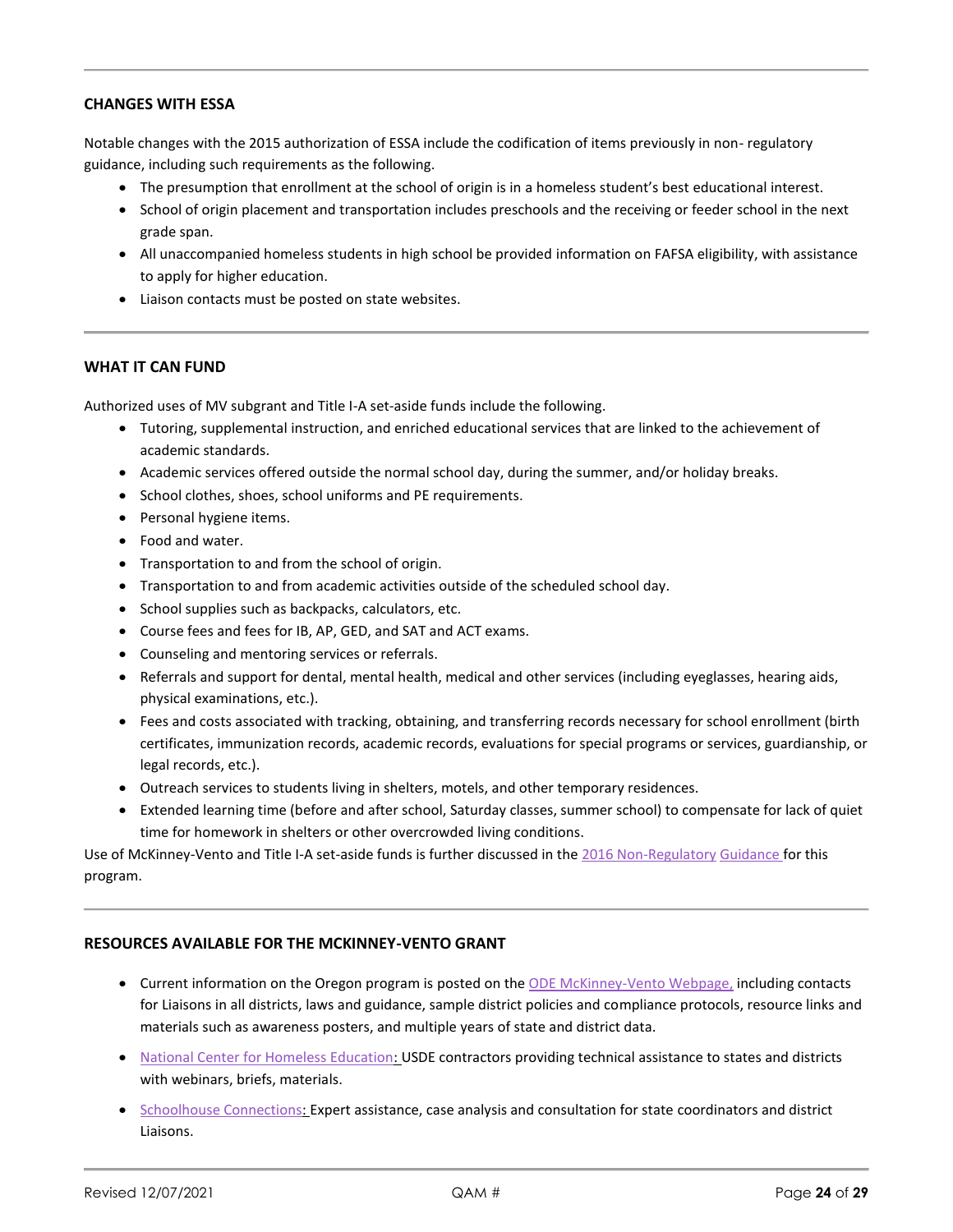### CHANGES WITH ESSA

Notable changes with the 2015 authorization of ESSA include the codification of items previously in non- regulatory guidance, including such requirements as the following.

- The presumption that enrollment at the school of origin is in a homeless student's best educational interest.
- School of origin placement and transportation includes preschools and the receiving or feeder school in the next grade span.
- All unaccompanied homeless students in high school be provided information on FAFSA eligibility, with assistance to apply for higher education.
- Liaison contacts must be posted on state websites.

### WHAT IT CAN FUND

Authorized uses of MV subgrant and Title I-A set-aside funds include the following.

- Tutoring, supplemental instruction, and enriched educational services that are linked to the achievement of academic standards.
- Academic services offered outside the normal school day, during the summer, and/or holiday breaks.
- School clothes, shoes, school uniforms and PE requirements.
- Personal hygiene items.
- Food and water.
- Transportation to and from the school of origin.
- Transportation to and from academic activities outside of the scheduled school day.
- School supplies such as backpacks, calculators, etc.
- Course fees and fees for IB, AP, GED, and SAT and ACT exams.
- Counseling and mentoring services or referrals.
- Referrals and support for dental, mental health, medical and other services (including eyeglasses, hearing aids, physical examinations, etc.).
- Fees and costs associated with tracking, obtaining, and transferring records necessary for school enrollment (birth certificates, immunization records, academic records, evaluations for special programs or services, guardianship, or legal records, etc.).
- Outreach services to students living in shelters, motels, and other temporary residences.
- Extended learning time (before and after school, Saturday classes, summer school) to compensate for lack of quiet time for homework in shelters or other overcrowded living conditions.

Use of McKinney-Vento and Title I-A set-aside funds is further discussed in the 2016 Non-Regulatory Guidance for this program.

### RESOURCES AVAILABLE FOR THE MCKINNEY-VENTO GRANT

- Current information on the Oregon program is posted on the ODE McKinney-Vento Webpage, including contacts for Liaisons in all districts, laws and guidance, sample district policies and compliance protocols, resource links and materials such as awareness posters, and multiple years of state and district data.
- National Center for Homeless Education: USDE contractors providing technical assistance to states and districts with webinars, briefs, materials.
- Schoolhouse Connections: Expert assistance, case analysis and consultation for state coordinators and district Liaisons.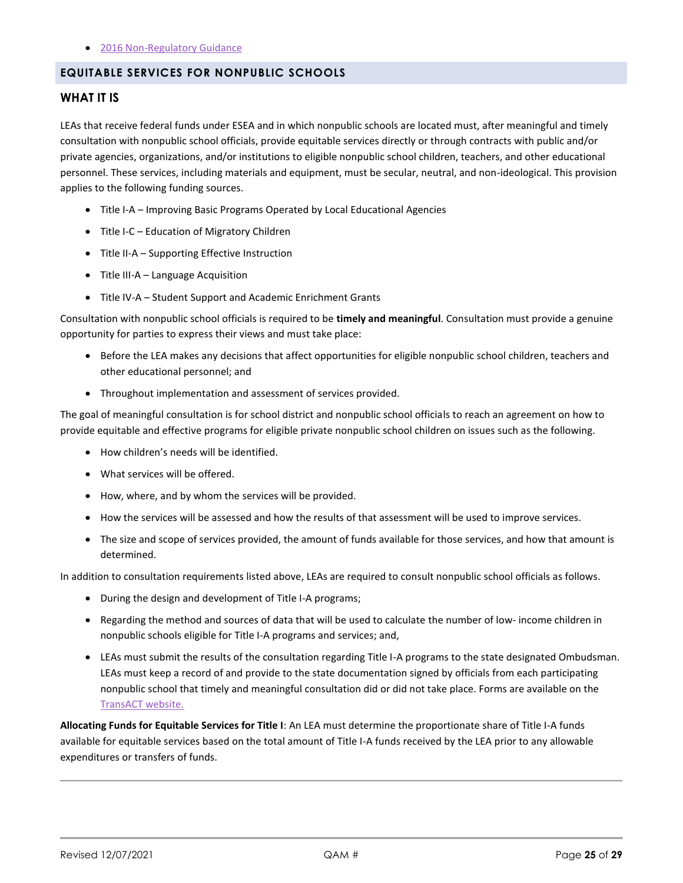- [2016 Non-Regulatory Guidance]()

## EQUITABLE SERVICES FOR NONPUBLIC SCHOOLS

### WHAT IT IS

LEAs that receive federal funds under ESEA and in which nonpublic schools are located must, after meaningful and timely consultation with nonpublic school officials, provide equitable services directly or through contracts with public and/or private agencies, organizations, and/or institutions to eligible nonpublic school children, teachers, and other educational personnel. These services, including materials and equipment, must be secular, neutral, and non-ideological. This provision applies to the following funding sources.

- Title I-A – Improving Basic Programs Operated by Local Educational Agencies
- Title I-C – Education of Migratory Children
- Title II-A – Supporting Effective Instruction
- Title III-A – Language Acquisition
- Title IV-A – Student Support and Academic Enrichment Grants

Consultation with nonpublic school officials is required to be **timely and meaningful**. Consultation must provide a genuine opportunity for parties to express their views and must take place:

- Before the LEA makes any decisions that affect opportunities for eligible nonpublic school children, teachers and other educational personnel; and
- Throughout implementation and assessment of services provided.

The goal of meaningful consultation is for school district and nonpublic school officials to reach an agreement on how to provide equitable and effective programs for eligible private nonpublic school children on issues such as the following.

- How children's needs will be identified.
- What services will be offered.
- How, where, and by whom the services will be provided.
- How the services will be assessed and how the results of that assessment will be used to improve services.
- The size and scope of services provided, the amount of funds available for those services, and how that amount is determined.

In addition to consultation requirements listed above, LEAs are required to consult nonpublic school officials as follows.

- During the design and development of Title I-A programs;
- Regarding the method and sources of data that will be used to calculate the number of low- income children in nonpublic schools eligible for Title I-A programs and services; and,
- LEAs must submit the results of the consultation regarding Title I-A programs to the state designated Ombudsman. LEAs must keep a record of and provide to the state documentation signed by officials from each participating nonpublic school that timely and meaningful consultation did or did not take place. Forms are available on the [TransACT website.]()

**Allocating Funds for Equitable Services for Title I**: An LEA must determine the proportionate share of Title I-A funds available for equitable services based on the total amount of Title I-A funds received by the LEA prior to any allowable expenditures or transfers of funds.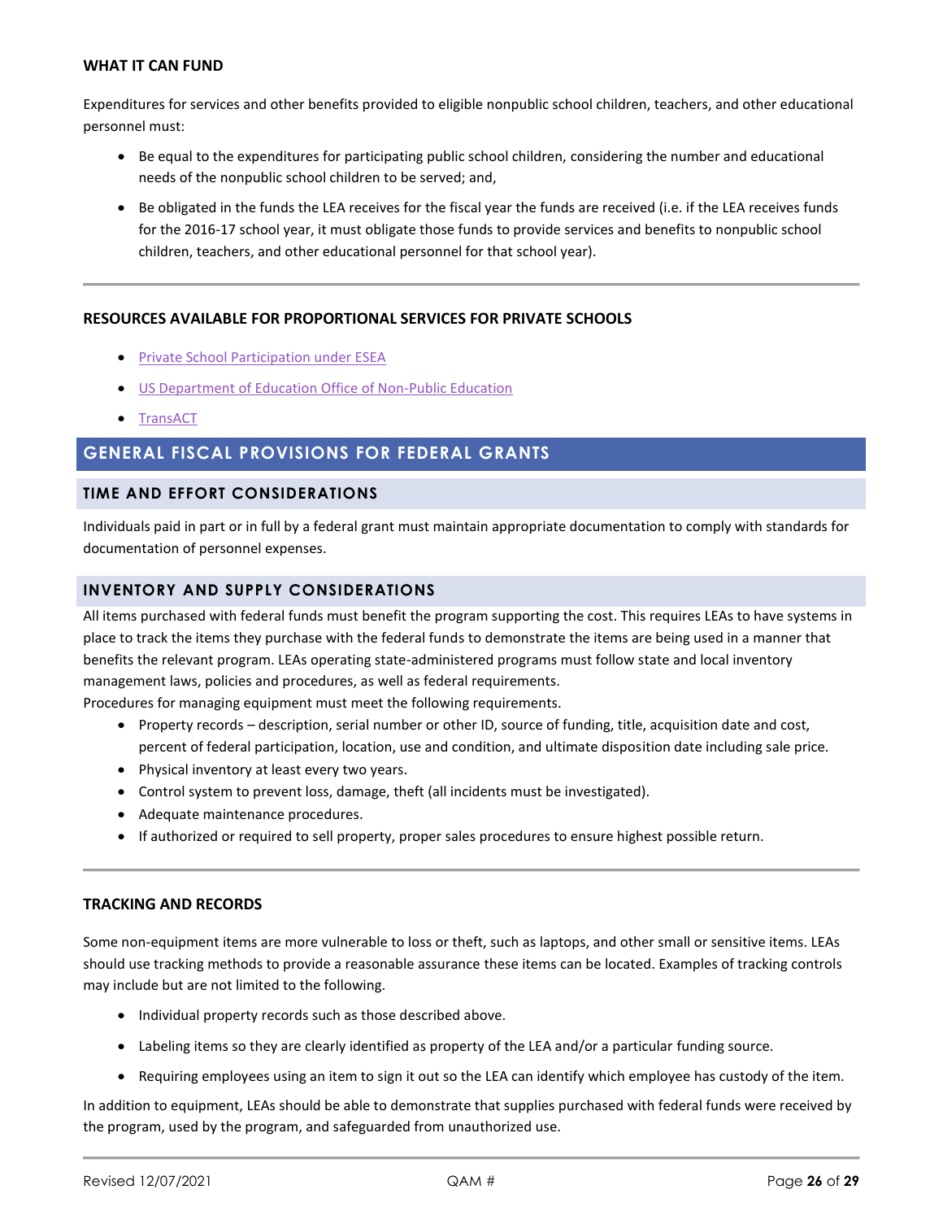### WHAT IT CAN FUND

Expenditures for services and other benefits provided to eligible nonpublic school children, teachers, and other educational personnel must:

- Be equal to the expenditures for participating public school children, considering the number and educational needs of the nonpublic school children to be served; and,
- Be obligated in the funds the LEA receives for the fiscal year the funds are received (i.e. if the LEA receives funds for the 2016-17 school year, it must obligate those funds to provide services and benefits to nonpublic school children, teachers, and other educational personnel for that school year).

### RESOURCES AVAILABLE FOR PROPORTIONAL SERVICES FOR PRIVATE SCHOOLS

- Private School Participation under ESEA
- US Department of Education Office of Non-Public Education
- TransACT

## GENERAL FISCAL PROVISIONS FOR FEDERAL GRANTS

### TIME AND EFFORT CONSIDERATIONS

Individuals paid in part or in full by a federal grant must maintain appropriate documentation to comply with standards for documentation of personnel expenses.

### INVENTORY AND SUPPLY CONSIDERATIONS

All items purchased with federal funds must benefit the program supporting the cost. This requires LEAs to have systems in place to track the items they purchase with the federal funds to demonstrate the items are being used in a manner that benefits the relevant program. LEAs operating state-administered programs must follow state and local inventory management laws, policies and procedures, as well as federal requirements.

Procedures for managing equipment must meet the following requirements.

- Property records – description, serial number or other ID, source of funding, title, acquisition date and cost, percent of federal participation, location, use and condition, and ultimate disposition date including sale price.
- Physical inventory at least every two years.
- Control system to prevent loss, damage, theft (all incidents must be investigated).
- Adequate maintenance procedures.
- If authorized or required to sell property, proper sales procedures to ensure highest possible return.

### TRACKING AND RECORDS

Some non-equipment items are more vulnerable to loss or theft, such as laptops, and other small or sensitive items. LEAs should use tracking methods to provide a reasonable assurance these items can be located. Examples of tracking controls may include but are not limited to the following.

- Individual property records such as those described above.
- Labeling items so they are clearly identified as property of the LEA and/or a particular funding source.
- Requiring employees using an item to sign it out so the LEA can identify which employee has custody of the item.

In addition to equipment, LEAs should be able to demonstrate that supplies purchased with federal funds were received by the program, used by the program, and safeguarded from unauthorized use.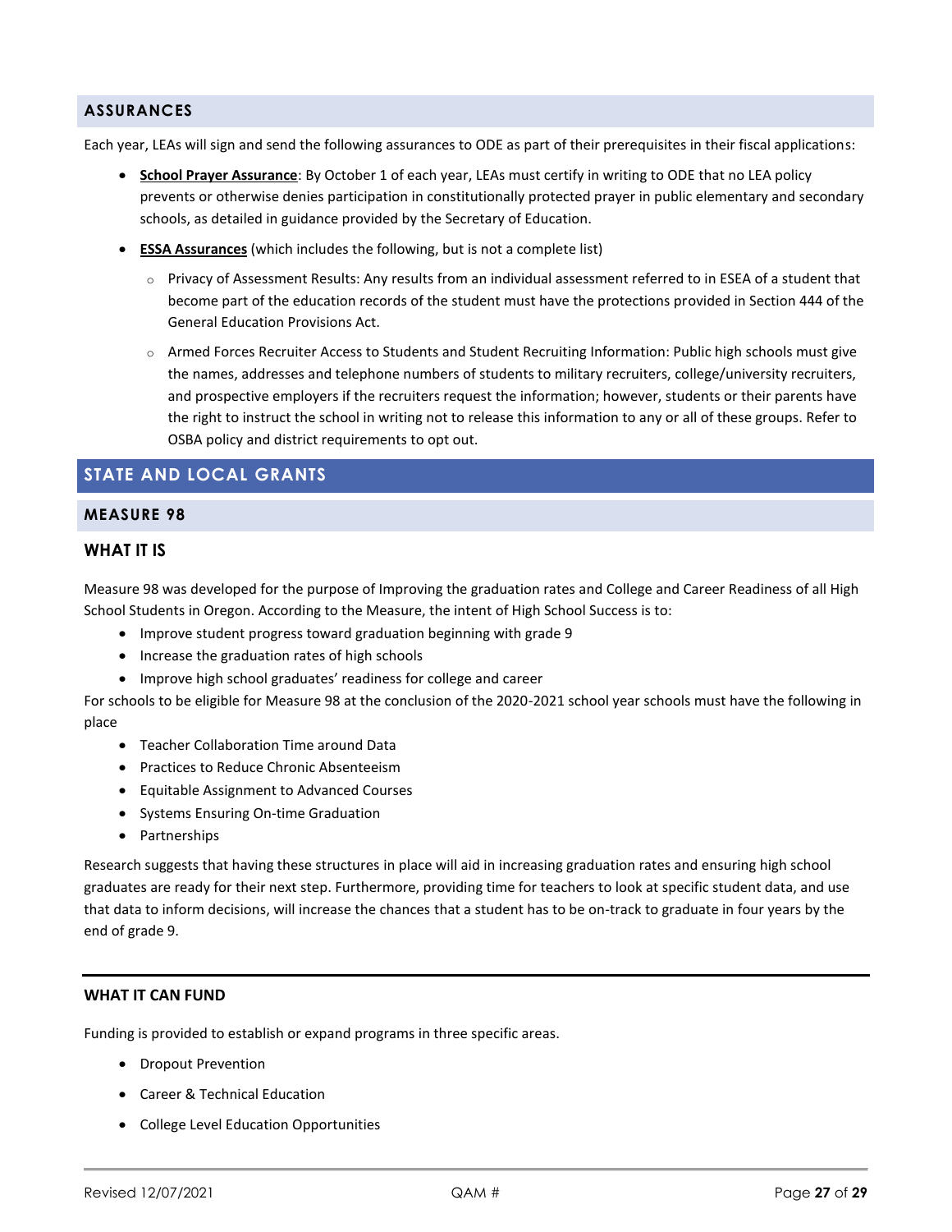## ASSURANCES

Each year, LEAs will sign and send the following assurances to ODE as part of their prerequisites in their fiscal applications:

- **School Prayer Assurance**: By October 1 of each year, LEAs must certify in writing to ODE that no LEA policy prevents or otherwise denies participation in constitutionally protected prayer in public elementary and secondary schools, as detailed in guidance provided by the Secretary of Education.
- **ESSA Assurances** (which includes the following, but is not a complete list)
  - Privacy of Assessment Results: Any results from an individual assessment referred to in ESEA of a student that become part of the education records of the student must have the protections provided in Section 444 of the General Education Provisions Act.
  - Armed Forces Recruiter Access to Students and Student Recruiting Information: Public high schools must give the names, addresses and telephone numbers of students to military recruiters, college/university recruiters, and prospective employers if the recruiters request the information; however, students or their parents have the right to instruct the school in writing not to release this information to any or all of these groups. Refer to OSBA policy and district requirements to opt out.

# STATE AND LOCAL GRANTS

## MEASURE 98

### WHAT IT IS

Measure 98 was developed for the purpose of Improving the graduation rates and College and Career Readiness of all High School Students in Oregon. According to the Measure, the intent of High School Success is to:

- Improve student progress toward graduation beginning with grade 9
- Increase the graduation rates of high schools
- Improve high school graduates' readiness for college and career

For schools to be eligible for Measure 98 at the conclusion of the 2020-2021 school year schools must have the following in place

- Teacher Collaboration Time around Data
- Practices to Reduce Chronic Absenteeism
- Equitable Assignment to Advanced Courses
- Systems Ensuring On-time Graduation
- Partnerships

Research suggests that having these structures in place will aid in increasing graduation rates and ensuring high school graduates are ready for their next step. Furthermore, providing time for teachers to look at specific student data, and use that data to inform decisions, will increase the chances that a student has to be on-track to graduate in four years by the end of grade 9.

### WHAT IT CAN FUND

Funding is provided to establish or expand programs in three specific areas.

- Dropout Prevention
- Career & Technical Education
- College Level Education Opportunities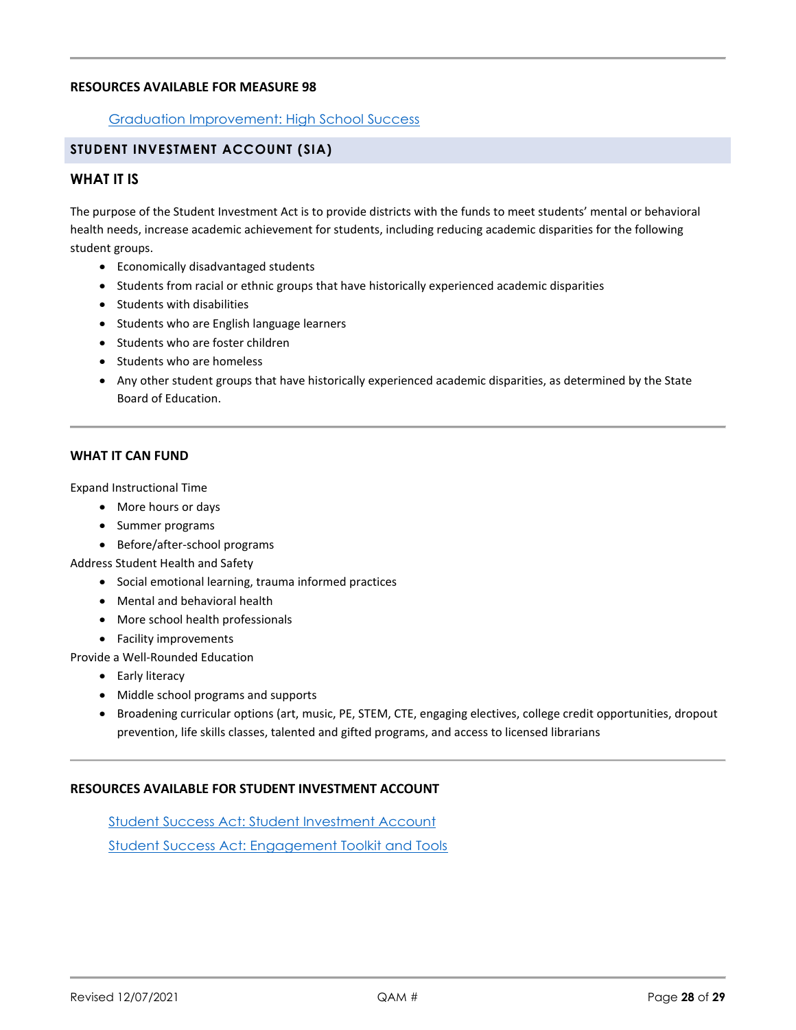### RESOURCES AVAILABLE FOR MEASURE 98

[Graduation Improvement: High School Success]

## STUDENT INVESTMENT ACCOUNT (SIA)

### WHAT IT IS

The purpose of the Student Investment Act is to provide districts with the funds to meet students' mental or behavioral health needs, increase academic achievement for students, including reducing academic disparities for the following student groups.

- Economically disadvantaged students
- Students from racial or ethnic groups that have historically experienced academic disparities
- Students with disabilities
- Students who are English language learners
- Students who are foster children
- Students who are homeless
- Any other student groups that have historically experienced academic disparities, as determined by the State Board of Education.

### WHAT IT CAN FUND

Expand Instructional Time

- More hours or days
- Summer programs
- Before/after-school programs

Address Student Health and Safety

- Social emotional learning, trauma informed practices
- Mental and behavioral health
- More school health professionals
- Facility improvements

Provide a Well-Rounded Education

- Early literacy
- Middle school programs and supports
- Broadening curricular options (art, music, PE, STEM, CTE, engaging electives, college credit opportunities, dropout prevention, life skills classes, talented and gifted programs, and access to licensed librarians

### RESOURCES AVAILABLE FOR STUDENT INVESTMENT ACCOUNT

[Student Success Act: Student Investment Account]

[Student Success Act: Engagement Toolkit and Tools]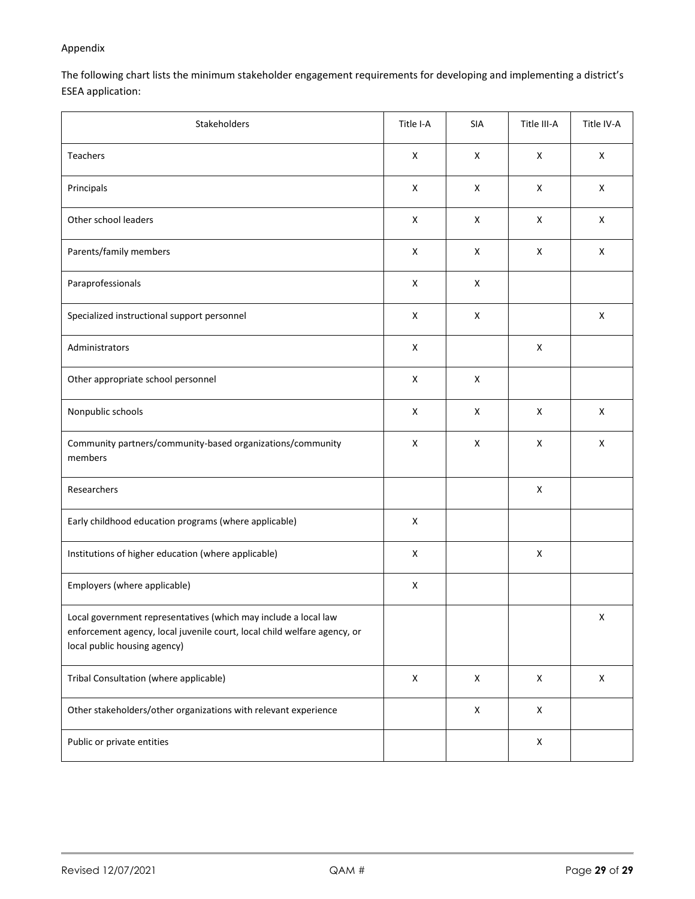Appendix

The following chart lists the minimum stakeholder engagement requirements for developing and implementing a district's ESEA application:

| Stakeholders | Title I-A | SIA | Title III-A | Title IV-A |
|---|---|---|---|---|
| Teachers | X | X | X | X |
| Principals | X | X | X | X |
| Other school leaders | X | X | X | X |
| Parents/family members | X | X | X | X |
| Paraprofessionals | X | X | | |
| Specialized instructional support personnel | X | X | | X |
| Administrators | X | | X | |
| Other appropriate school personnel | X | X | | |
| Nonpublic schools | X | X | X | X |
| Community partners/community-based organizations/community members | X | X | X | X |
| Researchers | | | X | |
| Early childhood education programs (where applicable) | X | | | |
| Institutions of higher education (where applicable) | X | | X | |
| Employers (where applicable) | X | | | |
| Local government representatives (which may include a local law enforcement agency, local juvenile court, local child welfare agency, or local public housing agency) | | | | X |
| Tribal Consultation (where applicable) | X | X | X | X |
| Other stakeholders/other organizations with relevant experience | | X | X | |
| Public or private entities | | | X | |